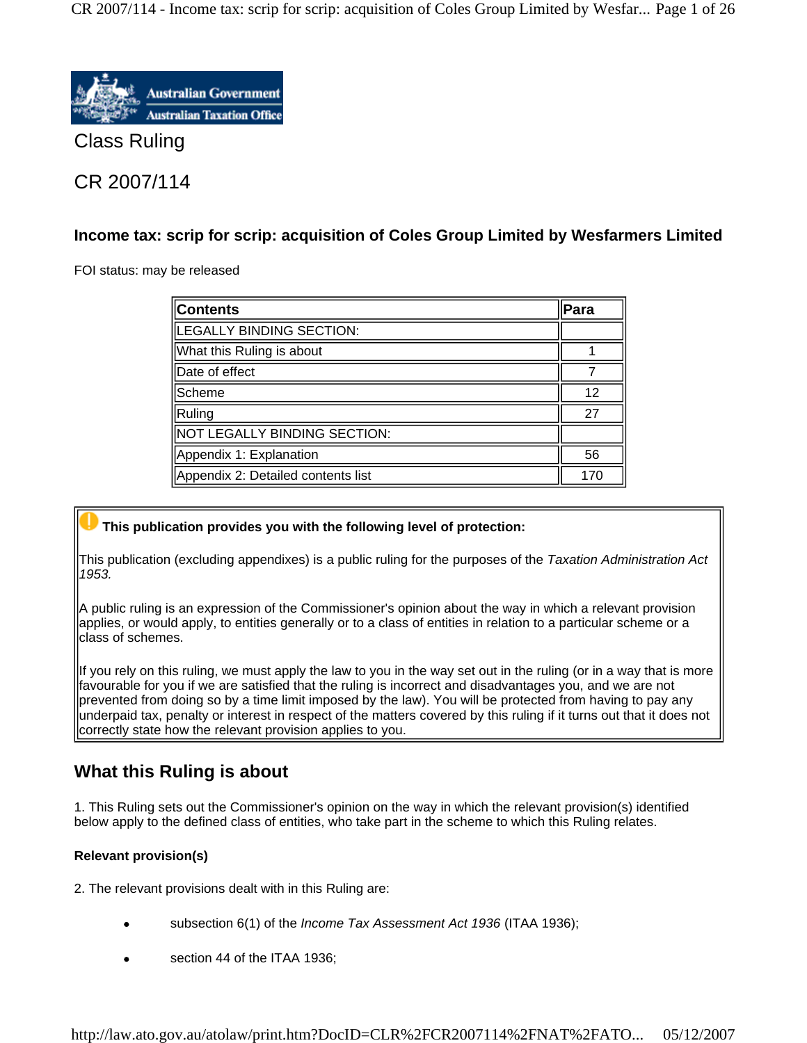Australian Government
Australian Taxation Office

# Class Ruling

# CR 2007/114

### Income tax: scrip for scrip: acquisition of Coles Group Limited by Wesfarmers Limited

FOI status: may be released

| Contents | Para |
|---|---|
| LEGALLY BINDING SECTION: | |
| What this Ruling is about | 1 |
| Date of effect | 7 |
| Scheme | 12 |
| Ruling | 27 |
| NOT LEGALLY BINDING SECTION: | |
| Appendix 1: Explanation | 56 |
| Appendix 2: Detailed contents list | 170 |

> **This publication provides you with the following level of protection:**
>
> This publication (excluding appendixes) is a public ruling for the purposes of the *Taxation Administration Act 1953.*
>
> A public ruling is an expression of the Commissioner's opinion about the way in which a relevant provision applies, or would apply, to entities generally or to a class of entities in relation to a particular scheme or a class of schemes.
>
> If you rely on this ruling, we must apply the law to you in the way set out in the ruling (or in a way that is more favourable for you if we are satisfied that the ruling is incorrect and disadvantages you, and we are not prevented from doing so by a time limit imposed by the law). You will be protected from having to pay any underpaid tax, penalty or interest in respect of the matters covered by this ruling if it turns out that it does not correctly state how the relevant provision applies to you.

## What this Ruling is about

1. This Ruling sets out the Commissioner's opinion on the way in which the relevant provision(s) identified below apply to the defined class of entities, who take part in the scheme to which this Ruling relates.

**Relevant provision(s)**

2. The relevant provisions dealt with in this Ruling are:

- subsection 6(1) of the *Income Tax Assessment Act 1936* (ITAA 1936);
- section 44 of the ITAA 1936;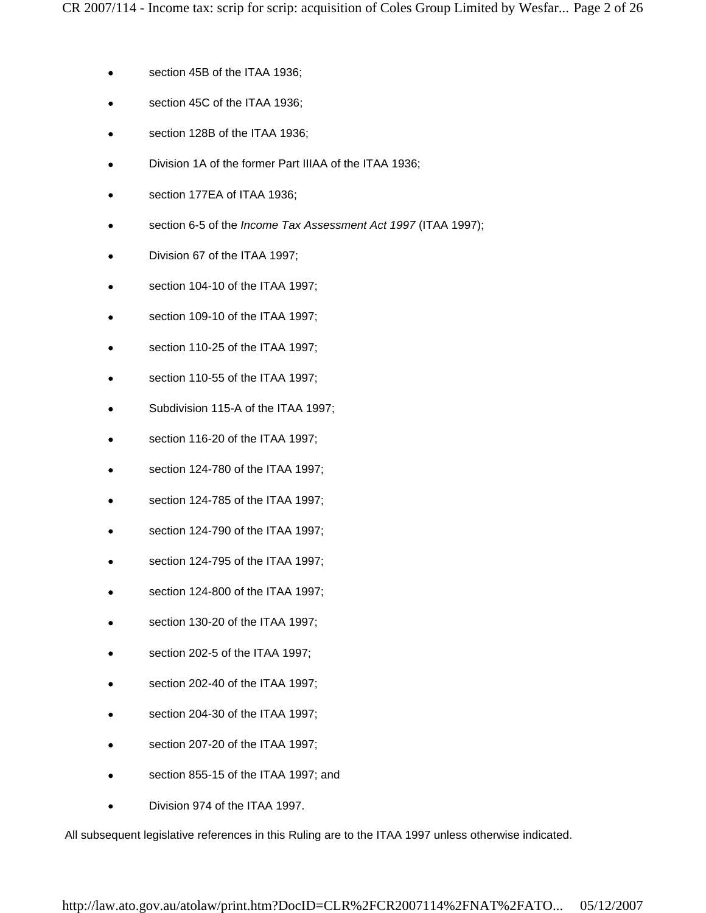- section 45B of the ITAA 1936;
- section 45C of the ITAA 1936;
- section 128B of the ITAA 1936;
- Division 1A of the former Part IIIAA of the ITAA 1936;
- section 177EA of ITAA 1936;
- section 6-5 of the *Income Tax Assessment Act 1997* (ITAA 1997);
- Division 67 of the ITAA 1997;
- section 104-10 of the ITAA 1997;
- section 109-10 of the ITAA 1997;
- section 110-25 of the ITAA 1997;
- section 110-55 of the ITAA 1997;
- Subdivision 115-A of the ITAA 1997;
- section 116-20 of the ITAA 1997;
- section 124-780 of the ITAA 1997;
- section 124-785 of the ITAA 1997;
- section 124-790 of the ITAA 1997;
- section 124-795 of the ITAA 1997;
- section 124-800 of the ITAA 1997;
- section 130-20 of the ITAA 1997;
- section 202-5 of the ITAA 1997;
- section 202-40 of the ITAA 1997;
- section 204-30 of the ITAA 1997;
- section 207-20 of the ITAA 1997;
- section 855-15 of the ITAA 1997; and
- Division 974 of the ITAA 1997.

All subsequent legislative references in this Ruling are to the ITAA 1997 unless otherwise indicated.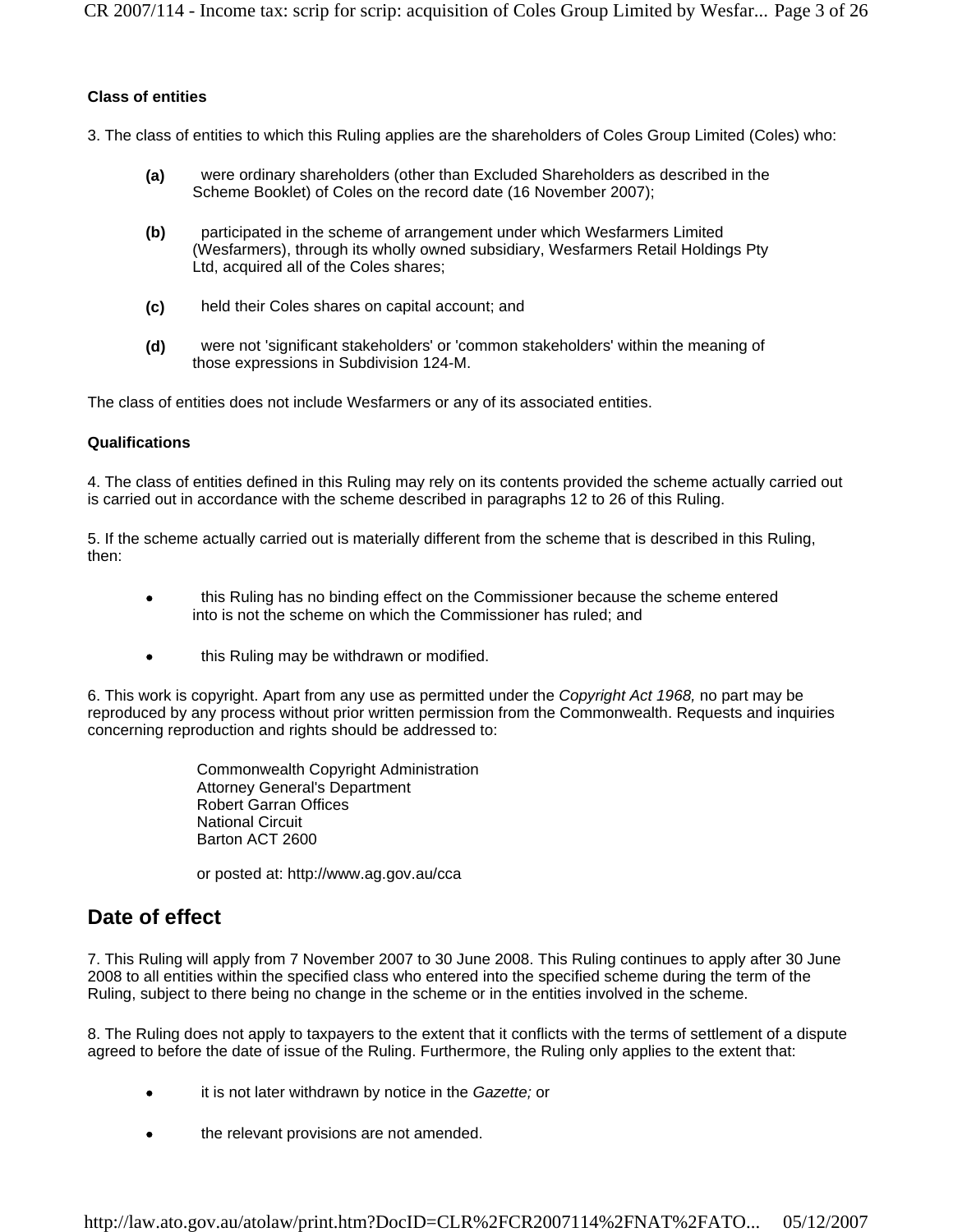### Class of entities

3. The class of entities to which this Ruling applies are the shareholders of Coles Group Limited (Coles) who:

- **(a)** were ordinary shareholders (other than Excluded Shareholders as described in the Scheme Booklet) of Coles on the record date (16 November 2007);
- **(b)** participated in the scheme of arrangement under which Wesfarmers Limited (Wesfarmers), through its wholly owned subsidiary, Wesfarmers Retail Holdings Pty Ltd, acquired all of the Coles shares;
- **(c)** held their Coles shares on capital account; and
- **(d)** were not 'significant stakeholders' or 'common stakeholders' within the meaning of those expressions in Subdivision 124-M.

The class of entities does not include Wesfarmers or any of its associated entities.

### Qualifications

4. The class of entities defined in this Ruling may rely on its contents provided the scheme actually carried out is carried out in accordance with the scheme described in paragraphs 12 to 26 of this Ruling.

5. If the scheme actually carried out is materially different from the scheme that is described in this Ruling, then:

- this Ruling has no binding effect on the Commissioner because the scheme entered into is not the scheme on which the Commissioner has ruled; and
- this Ruling may be withdrawn or modified.

6. This work is copyright. Apart from any use as permitted under the *Copyright Act 1968,* no part may be reproduced by any process without prior written permission from the Commonwealth. Requests and inquiries concerning reproduction and rights should be addressed to:

Commonwealth Copyright Administration
Attorney General's Department
Robert Garran Offices
National Circuit
Barton ACT 2600

or posted at: http://www.ag.gov.au/cca

## Date of effect

7. This Ruling will apply from 7 November 2007 to 30 June 2008. This Ruling continues to apply after 30 June 2008 to all entities within the specified class who entered into the specified scheme during the term of the Ruling, subject to there being no change in the scheme or in the entities involved in the scheme.

8. The Ruling does not apply to taxpayers to the extent that it conflicts with the terms of settlement of a dispute agreed to before the date of issue of the Ruling. Furthermore, the Ruling only applies to the extent that:

- it is not later withdrawn by notice in the *Gazette;* or
- the relevant provisions are not amended.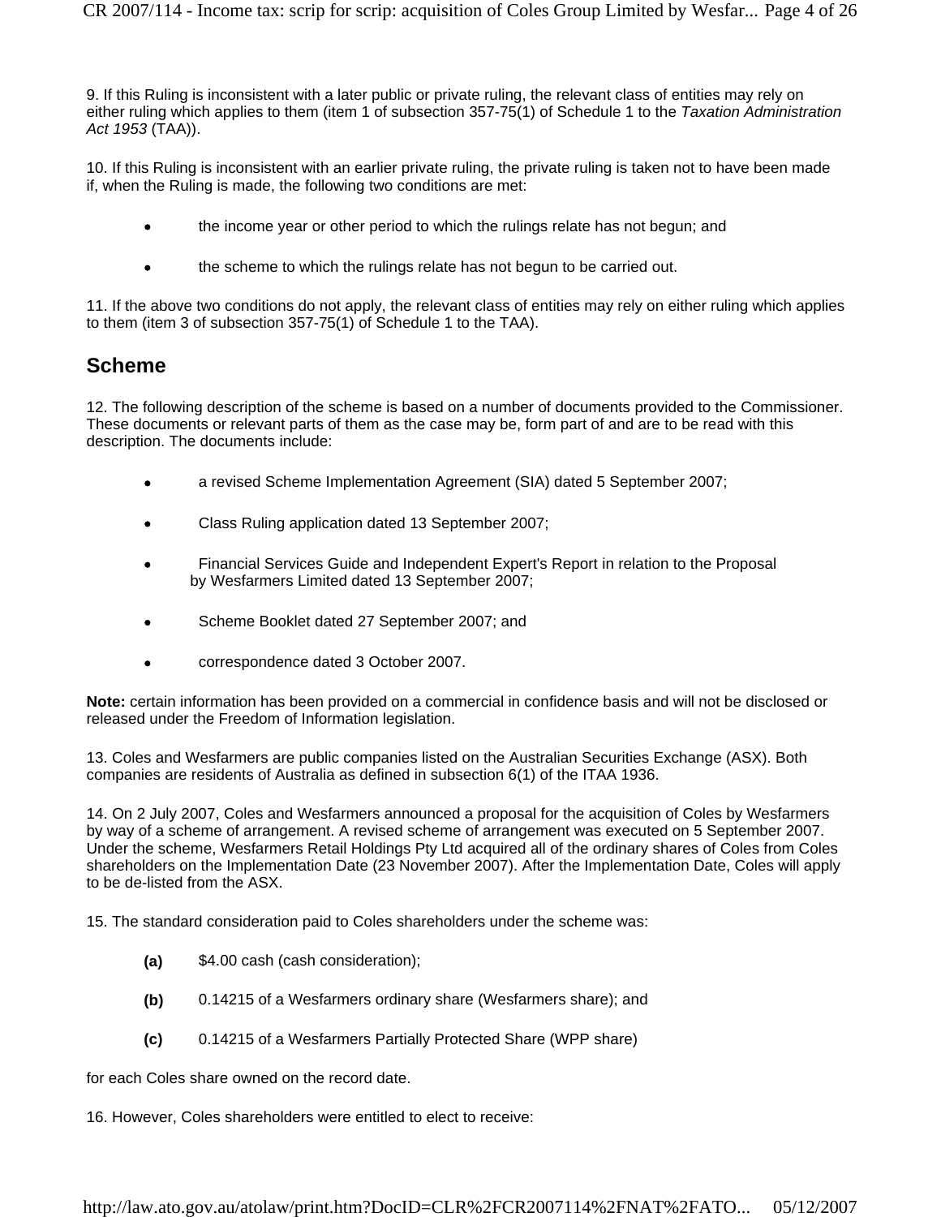9. If this Ruling is inconsistent with a later public or private ruling, the relevant class of entities may rely on either ruling which applies to them (item 1 of subsection 357-75(1) of Schedule 1 to the *Taxation Administration Act 1953* (TAA)).

10. If this Ruling is inconsistent with an earlier private ruling, the private ruling is taken not to have been made if, when the Ruling is made, the following two conditions are met:

- the income year or other period to which the rulings relate has not begun; and
- the scheme to which the rulings relate has not begun to be carried out.

11. If the above two conditions do not apply, the relevant class of entities may rely on either ruling which applies to them (item 3 of subsection 357-75(1) of Schedule 1 to the TAA).

## Scheme

12. The following description of the scheme is based on a number of documents provided to the Commissioner. These documents or relevant parts of them as the case may be, form part of and are to be read with this description. The documents include:

- a revised Scheme Implementation Agreement (SIA) dated 5 September 2007;
- Class Ruling application dated 13 September 2007;
- Financial Services Guide and Independent Expert's Report in relation to the Proposal by Wesfarmers Limited dated 13 September 2007;
- Scheme Booklet dated 27 September 2007; and
- correspondence dated 3 October 2007.

**Note:** certain information has been provided on a commercial in confidence basis and will not be disclosed or released under the Freedom of Information legislation.

13. Coles and Wesfarmers are public companies listed on the Australian Securities Exchange (ASX). Both companies are residents of Australia as defined in subsection 6(1) of the ITAA 1936.

14. On 2 July 2007, Coles and Wesfarmers announced a proposal for the acquisition of Coles by Wesfarmers by way of a scheme of arrangement. A revised scheme of arrangement was executed on 5 September 2007. Under the scheme, Wesfarmers Retail Holdings Pty Ltd acquired all of the ordinary shares of Coles from Coles shareholders on the Implementation Date (23 November 2007). After the Implementation Date, Coles will apply to be de-listed from the ASX.

15. The standard consideration paid to Coles shareholders under the scheme was:

**(a)** $4.00 cash (cash consideration);

**(b)** 0.14215 of a Wesfarmers ordinary share (Wesfarmers share); and

**(c)** 0.14215 of a Wesfarmers Partially Protected Share (WPP share)

for each Coles share owned on the record date.

16. However, Coles shareholders were entitled to elect to receive: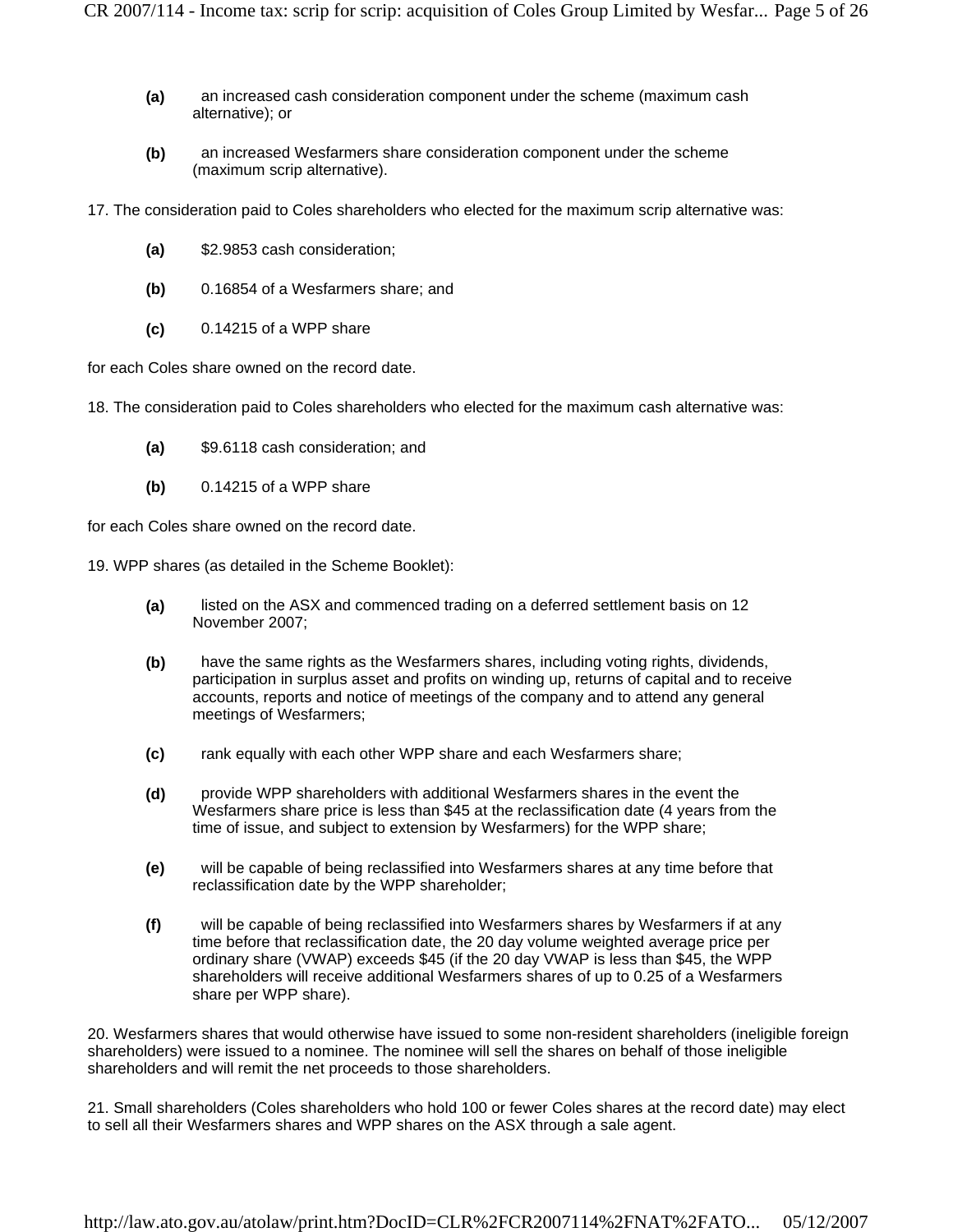**(a)** an increased cash consideration component under the scheme (maximum cash alternative); or

**(b)** an increased Wesfarmers share consideration component under the scheme (maximum scrip alternative).

17. The consideration paid to Coles shareholders who elected for the maximum scrip alternative was:

**(a)** $2.9853 cash consideration;

**(b)** 0.16854 of a Wesfarmers share; and

**(c)** 0.14215 of a WPP share

for each Coles share owned on the record date.

18. The consideration paid to Coles shareholders who elected for the maximum cash alternative was:

**(a)** $9.6118 cash consideration; and

**(b)** 0.14215 of a WPP share

for each Coles share owned on the record date.

19. WPP shares (as detailed in the Scheme Booklet):

**(a)** listed on the ASX and commenced trading on a deferred settlement basis on 12 November 2007;

**(b)** have the same rights as the Wesfarmers shares, including voting rights, dividends, participation in surplus asset and profits on winding up, returns of capital and to receive accounts, reports and notice of meetings of the company and to attend any general meetings of Wesfarmers;

**(c)** rank equally with each other WPP share and each Wesfarmers share;

**(d)** provide WPP shareholders with additional Wesfarmers shares in the event the Wesfarmers share price is less than $45 at the reclassification date (4 years from the time of issue, and subject to extension by Wesfarmers) for the WPP share;

**(e)** will be capable of being reclassified into Wesfarmers shares at any time before that reclassification date by the WPP shareholder;

**(f)** will be capable of being reclassified into Wesfarmers shares by Wesfarmers if at any time before that reclassification date, the 20 day volume weighted average price per ordinary share (VWAP) exceeds $45 (if the 20 day VWAP is less than $45, the WPP shareholders will receive additional Wesfarmers shares of up to 0.25 of a Wesfarmers share per WPP share).

20. Wesfarmers shares that would otherwise have issued to some non-resident shareholders (ineligible foreign shareholders) were issued to a nominee. The nominee will sell the shares on behalf of those ineligible shareholders and will remit the net proceeds to those shareholders.

21. Small shareholders (Coles shareholders who hold 100 or fewer Coles shares at the record date) may elect to sell all their Wesfarmers shares and WPP shares on the ASX through a sale agent.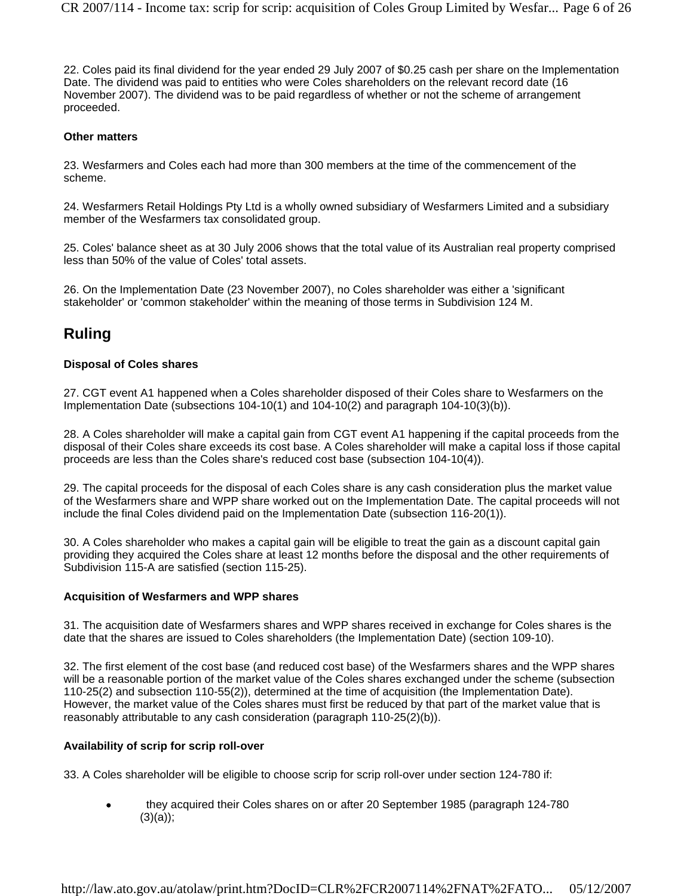22. Coles paid its final dividend for the year ended 29 July 2007 of $0.25 cash per share on the Implementation Date. The dividend was paid to entities who were Coles shareholders on the relevant record date (16 November 2007). The dividend was to be paid regardless of whether or not the scheme of arrangement proceeded.

**Other matters**

23. Wesfarmers and Coles each had more than 300 members at the time of the commencement of the scheme.

24. Wesfarmers Retail Holdings Pty Ltd is a wholly owned subsidiary of Wesfarmers Limited and a subsidiary member of the Wesfarmers tax consolidated group.

25. Coles' balance sheet as at 30 July 2006 shows that the total value of its Australian real property comprised less than 50% of the value of Coles' total assets.

26. On the Implementation Date (23 November 2007), no Coles shareholder was either a 'significant stakeholder' or 'common stakeholder' within the meaning of those terms in Subdivision 124 M.

## Ruling

**Disposal of Coles shares**

27. CGT event A1 happened when a Coles shareholder disposed of their Coles share to Wesfarmers on the Implementation Date (subsections 104-10(1) and 104-10(2) and paragraph 104-10(3)(b)).

28. A Coles shareholder will make a capital gain from CGT event A1 happening if the capital proceeds from the disposal of their Coles share exceeds its cost base. A Coles shareholder will make a capital loss if those capital proceeds are less than the Coles share's reduced cost base (subsection 104-10(4)).

29. The capital proceeds for the disposal of each Coles share is any cash consideration plus the market value of the Wesfarmers share and WPP share worked out on the Implementation Date. The capital proceeds will not include the final Coles dividend paid on the Implementation Date (subsection 116-20(1)).

30. A Coles shareholder who makes a capital gain will be eligible to treat the gain as a discount capital gain providing they acquired the Coles share at least 12 months before the disposal and the other requirements of Subdivision 115-A are satisfied (section 115-25).

**Acquisition of Wesfarmers and WPP shares**

31. The acquisition date of Wesfarmers shares and WPP shares received in exchange for Coles shares is the date that the shares are issued to Coles shareholders (the Implementation Date) (section 109-10).

32. The first element of the cost base (and reduced cost base) of the Wesfarmers shares and the WPP shares will be a reasonable portion of the market value of the Coles shares exchanged under the scheme (subsection 110-25(2) and subsection 110-55(2)), determined at the time of acquisition (the Implementation Date). However, the market value of the Coles shares must first be reduced by that part of the market value that is reasonably attributable to any cash consideration (paragraph 110-25(2)(b)).

**Availability of scrip for scrip roll-over**

33. A Coles shareholder will be eligible to choose scrip for scrip roll-over under section 124-780 if:

- they acquired their Coles shares on or after 20 September 1985 (paragraph 124-780 (3)(a));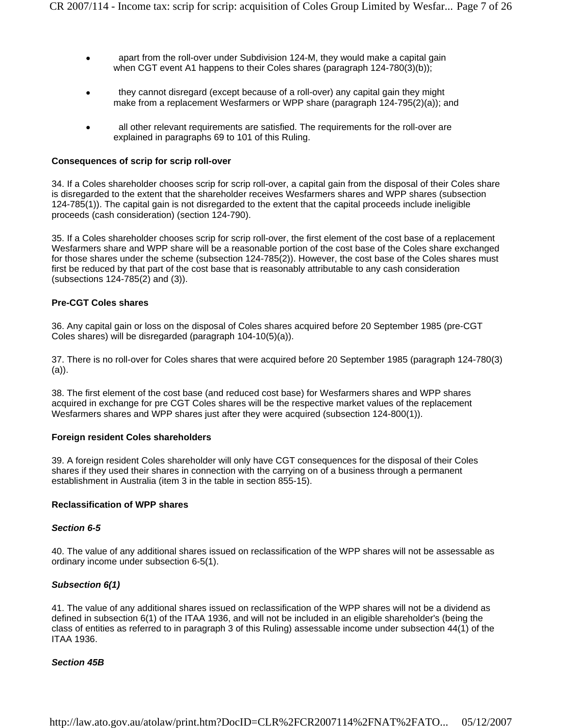- apart from the roll-over under Subdivision 124-M, they would make a capital gain when CGT event A1 happens to their Coles shares (paragraph 124-780(3)(b));
- they cannot disregard (except because of a roll-over) any capital gain they might make from a replacement Wesfarmers or WPP share (paragraph 124-795(2)(a)); and
- all other relevant requirements are satisfied. The requirements for the roll-over are explained in paragraphs 69 to 101 of this Ruling.

**Consequences of scrip for scrip roll-over**

34. If a Coles shareholder chooses scrip for scrip roll-over, a capital gain from the disposal of their Coles share is disregarded to the extent that the shareholder receives Wesfarmers shares and WPP shares (subsection 124-785(1)). The capital gain is not disregarded to the extent that the capital proceeds include ineligible proceeds (cash consideration) (section 124-790).

35. If a Coles shareholder chooses scrip for scrip roll-over, the first element of the cost base of a replacement Wesfarmers share and WPP share will be a reasonable portion of the cost base of the Coles share exchanged for those shares under the scheme (subsection 124-785(2)). However, the cost base of the Coles shares must first be reduced by that part of the cost base that is reasonably attributable to any cash consideration (subsections 124-785(2) and (3)).

**Pre-CGT Coles shares**

36. Any capital gain or loss on the disposal of Coles shares acquired before 20 September 1985 (pre-CGT Coles shares) will be disregarded (paragraph 104-10(5)(a)).

37. There is no roll-over for Coles shares that were acquired before 20 September 1985 (paragraph 124-780(3)(a)).

38. The first element of the cost base (and reduced cost base) for Wesfarmers shares and WPP shares acquired in exchange for pre CGT Coles shares will be the respective market values of the replacement Wesfarmers shares and WPP shares just after they were acquired (subsection 124-800(1)).

**Foreign resident Coles shareholders**

39. A foreign resident Coles shareholder will only have CGT consequences for the disposal of their Coles shares if they used their shares in connection with the carrying on of a business through a permanent establishment in Australia (item 3 in the table in section 855-15).

**Reclassification of WPP shares**

***Section 6-5***

40. The value of any additional shares issued on reclassification of the WPP shares will not be assessable as ordinary income under subsection 6-5(1).

***Subsection 6(1)***

41. The value of any additional shares issued on reclassification of the WPP shares will not be a dividend as defined in subsection 6(1) of the ITAA 1936, and will not be included in an eligible shareholder's (being the class of entities as referred to in paragraph 3 of this Ruling) assessable income under subsection 44(1) of the ITAA 1936.

***Section 45B***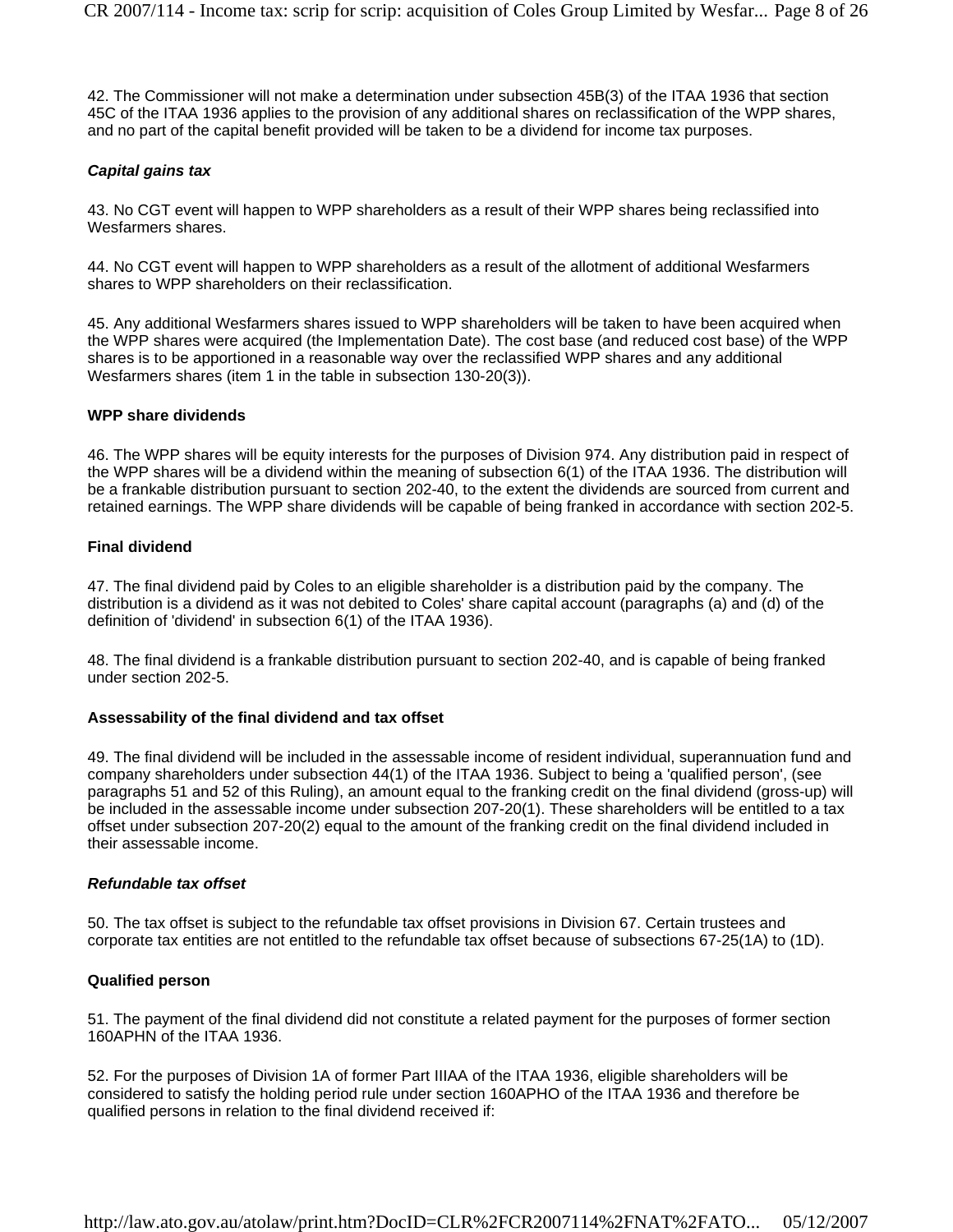42. The Commissioner will not make a determination under subsection 45B(3) of the ITAA 1936 that section 45C of the ITAA 1936 applies to the provision of any additional shares on reclassification of the WPP shares, and no part of the capital benefit provided will be taken to be a dividend for income tax purposes.

### *Capital gains tax*

43. No CGT event will happen to WPP shareholders as a result of their WPP shares being reclassified into Wesfarmers shares.

44. No CGT event will happen to WPP shareholders as a result of the allotment of additional Wesfarmers shares to WPP shareholders on their reclassification.

45. Any additional Wesfarmers shares issued to WPP shareholders will be taken to have been acquired when the WPP shares were acquired (the Implementation Date). The cost base (and reduced cost base) of the WPP shares is to be apportioned in a reasonable way over the reclassified WPP shares and any additional Wesfarmers shares (item 1 in the table in subsection 130-20(3)).

### **WPP share dividends**

46. The WPP shares will be equity interests for the purposes of Division 974. Any distribution paid in respect of the WPP shares will be a dividend within the meaning of subsection 6(1) of the ITAA 1936. The distribution will be a frankable distribution pursuant to section 202-40, to the extent the dividends are sourced from current and retained earnings. The WPP share dividends will be capable of being franked in accordance with section 202-5.

### **Final dividend**

47. The final dividend paid by Coles to an eligible shareholder is a distribution paid by the company. The distribution is a dividend as it was not debited to Coles' share capital account (paragraphs (a) and (d) of the definition of 'dividend' in subsection 6(1) of the ITAA 1936).

48. The final dividend is a frankable distribution pursuant to section 202-40, and is capable of being franked under section 202-5.

### **Assessability of the final dividend and tax offset**

49. The final dividend will be included in the assessable income of resident individual, superannuation fund and company shareholders under subsection 44(1) of the ITAA 1936. Subject to being a 'qualified person', (see paragraphs 51 and 52 of this Ruling), an amount equal to the franking credit on the final dividend (gross-up) will be included in the assessable income under subsection 207-20(1). These shareholders will be entitled to a tax offset under subsection 207-20(2) equal to the amount of the franking credit on the final dividend included in their assessable income.

### *Refundable tax offset*

50. The tax offset is subject to the refundable tax offset provisions in Division 67. Certain trustees and corporate tax entities are not entitled to the refundable tax offset because of subsections 67-25(1A) to (1D).

### **Qualified person**

51. The payment of the final dividend did not constitute a related payment for the purposes of former section 160APHN of the ITAA 1936.

52. For the purposes of Division 1A of former Part IIIAA of the ITAA 1936, eligible shareholders will be considered to satisfy the holding period rule under section 160APHO of the ITAA 1936 and therefore be qualified persons in relation to the final dividend received if: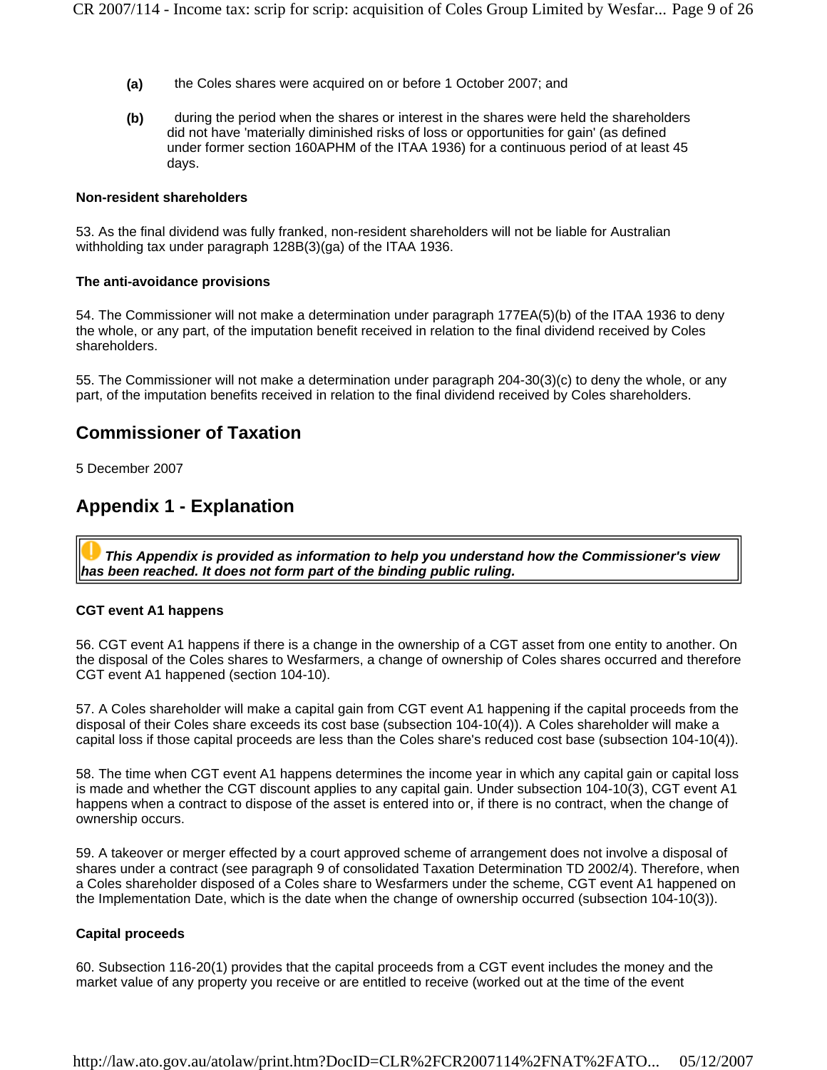**(a)** the Coles shares were acquired on or before 1 October 2007; and

**(b)** during the period when the shares or interest in the shares were held the shareholders did not have 'materially diminished risks of loss or opportunities for gain' (as defined under former section 160APHM of the ITAA 1936) for a continuous period of at least 45 days.

**Non-resident shareholders**

53. As the final dividend was fully franked, non-resident shareholders will not be liable for Australian withholding tax under paragraph 128B(3)(ga) of the ITAA 1936.

**The anti-avoidance provisions**

54. The Commissioner will not make a determination under paragraph 177EA(5)(b) of the ITAA 1936 to deny the whole, or any part, of the imputation benefit received in relation to the final dividend received by Coles shareholders.

55. The Commissioner will not make a determination under paragraph 204-30(3)(c) to deny the whole, or any part, of the imputation benefits received in relation to the final dividend received by Coles shareholders.

## Commissioner of Taxation

5 December 2007

## Appendix 1 - Explanation

***This Appendix is provided as information to help you understand how the Commissioner's view has been reached. It does not form part of the binding public ruling.***

**CGT event A1 happens**

56. CGT event A1 happens if there is a change in the ownership of a CGT asset from one entity to another. On the disposal of the Coles shares to Wesfarmers, a change of ownership of Coles shares occurred and therefore CGT event A1 happened (section 104-10).

57. A Coles shareholder will make a capital gain from CGT event A1 happening if the capital proceeds from the disposal of their Coles share exceeds its cost base (subsection 104-10(4)). A Coles shareholder will make a capital loss if those capital proceeds are less than the Coles share's reduced cost base (subsection 104-10(4)).

58. The time when CGT event A1 happens determines the income year in which any capital gain or capital loss is made and whether the CGT discount applies to any capital gain. Under subsection 104-10(3), CGT event A1 happens when a contract to dispose of the asset is entered into or, if there is no contract, when the change of ownership occurs.

59. A takeover or merger effected by a court approved scheme of arrangement does not involve a disposal of shares under a contract (see paragraph 9 of consolidated Taxation Determination TD 2002/4). Therefore, when a Coles shareholder disposed of a Coles share to Wesfarmers under the scheme, CGT event A1 happened on the Implementation Date, which is the date when the change of ownership occurred (subsection 104-10(3)).

**Capital proceeds**

60. Subsection 116-20(1) provides that the capital proceeds from a CGT event includes the money and the market value of any property you receive or are entitled to receive (worked out at the time of the event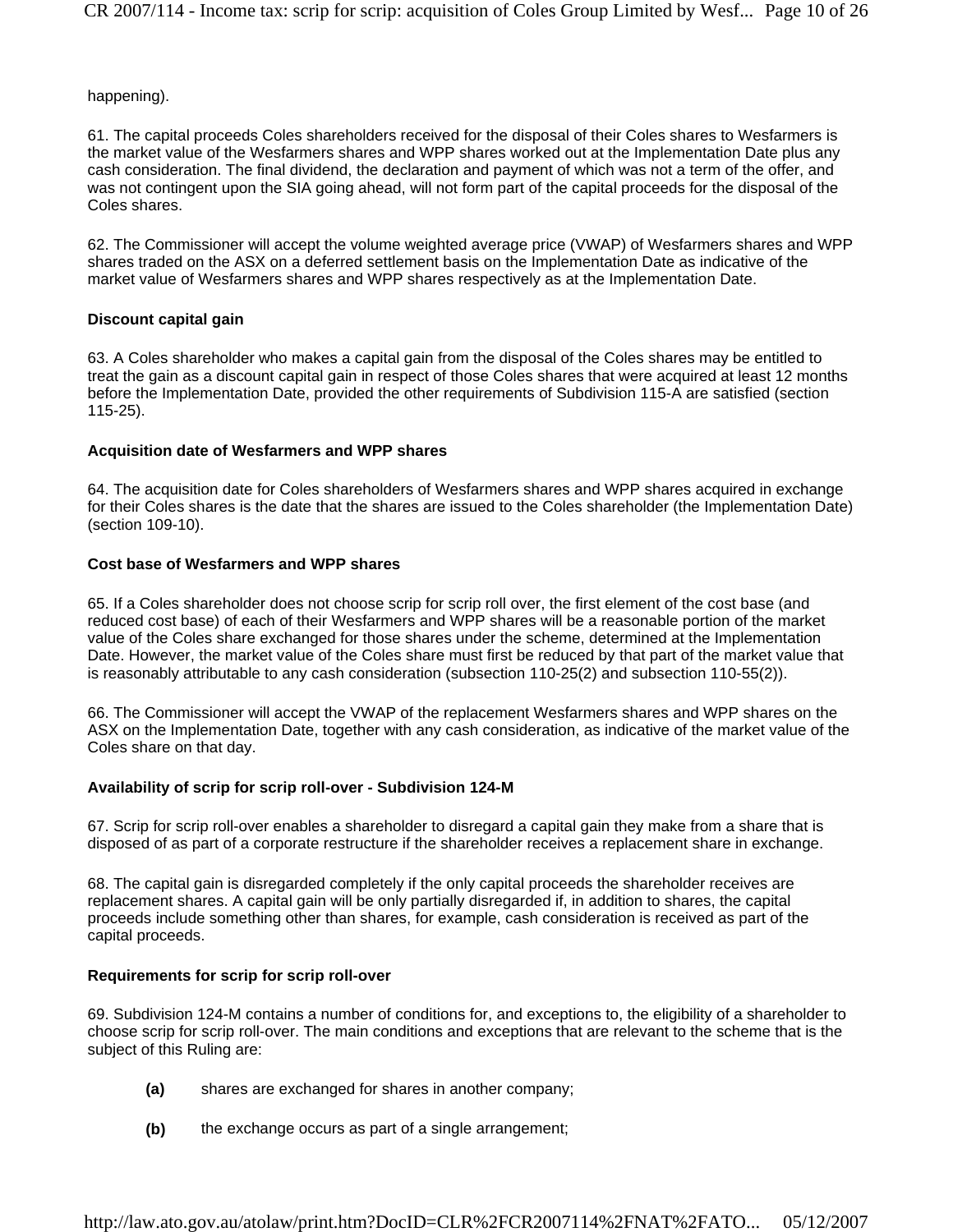happening).

61. The capital proceeds Coles shareholders received for the disposal of their Coles shares to Wesfarmers is the market value of the Wesfarmers shares and WPP shares worked out at the Implementation Date plus any cash consideration. The final dividend, the declaration and payment of which was not a term of the offer, and was not contingent upon the SIA going ahead, will not form part of the capital proceeds for the disposal of the Coles shares.

62. The Commissioner will accept the volume weighted average price (VWAP) of Wesfarmers shares and WPP shares traded on the ASX on a deferred settlement basis on the Implementation Date as indicative of the market value of Wesfarmers shares and WPP shares respectively as at the Implementation Date.

**Discount capital gain**

63. A Coles shareholder who makes a capital gain from the disposal of the Coles shares may be entitled to treat the gain as a discount capital gain in respect of those Coles shares that were acquired at least 12 months before the Implementation Date, provided the other requirements of Subdivision 115-A are satisfied (section 115-25).

**Acquisition date of Wesfarmers and WPP shares**

64. The acquisition date for Coles shareholders of Wesfarmers shares and WPP shares acquired in exchange for their Coles shares is the date that the shares are issued to the Coles shareholder (the Implementation Date) (section 109-10).

**Cost base of Wesfarmers and WPP shares**

65. If a Coles shareholder does not choose scrip for scrip roll over, the first element of the cost base (and reduced cost base) of each of their Wesfarmers and WPP shares will be a reasonable portion of the market value of the Coles share exchanged for those shares under the scheme, determined at the Implementation Date. However, the market value of the Coles share must first be reduced by that part of the market value that is reasonably attributable to any cash consideration (subsection 110-25(2) and subsection 110-55(2)).

66. The Commissioner will accept the VWAP of the replacement Wesfarmers shares and WPP shares on the ASX on the Implementation Date, together with any cash consideration, as indicative of the market value of the Coles share on that day.

**Availability of scrip for scrip roll-over - Subdivision 124-M**

67. Scrip for scrip roll-over enables a shareholder to disregard a capital gain they make from a share that is disposed of as part of a corporate restructure if the shareholder receives a replacement share in exchange.

68. The capital gain is disregarded completely if the only capital proceeds the shareholder receives are replacement shares. A capital gain will be only partially disregarded if, in addition to shares, the capital proceeds include something other than shares, for example, cash consideration is received as part of the capital proceeds.

**Requirements for scrip for scrip roll-over**

69. Subdivision 124-M contains a number of conditions for, and exceptions to, the eligibility of a shareholder to choose scrip for scrip roll-over. The main conditions and exceptions that are relevant to the scheme that is the subject of this Ruling are:

- **(a)** shares are exchanged for shares in another company;
- **(b)** the exchange occurs as part of a single arrangement;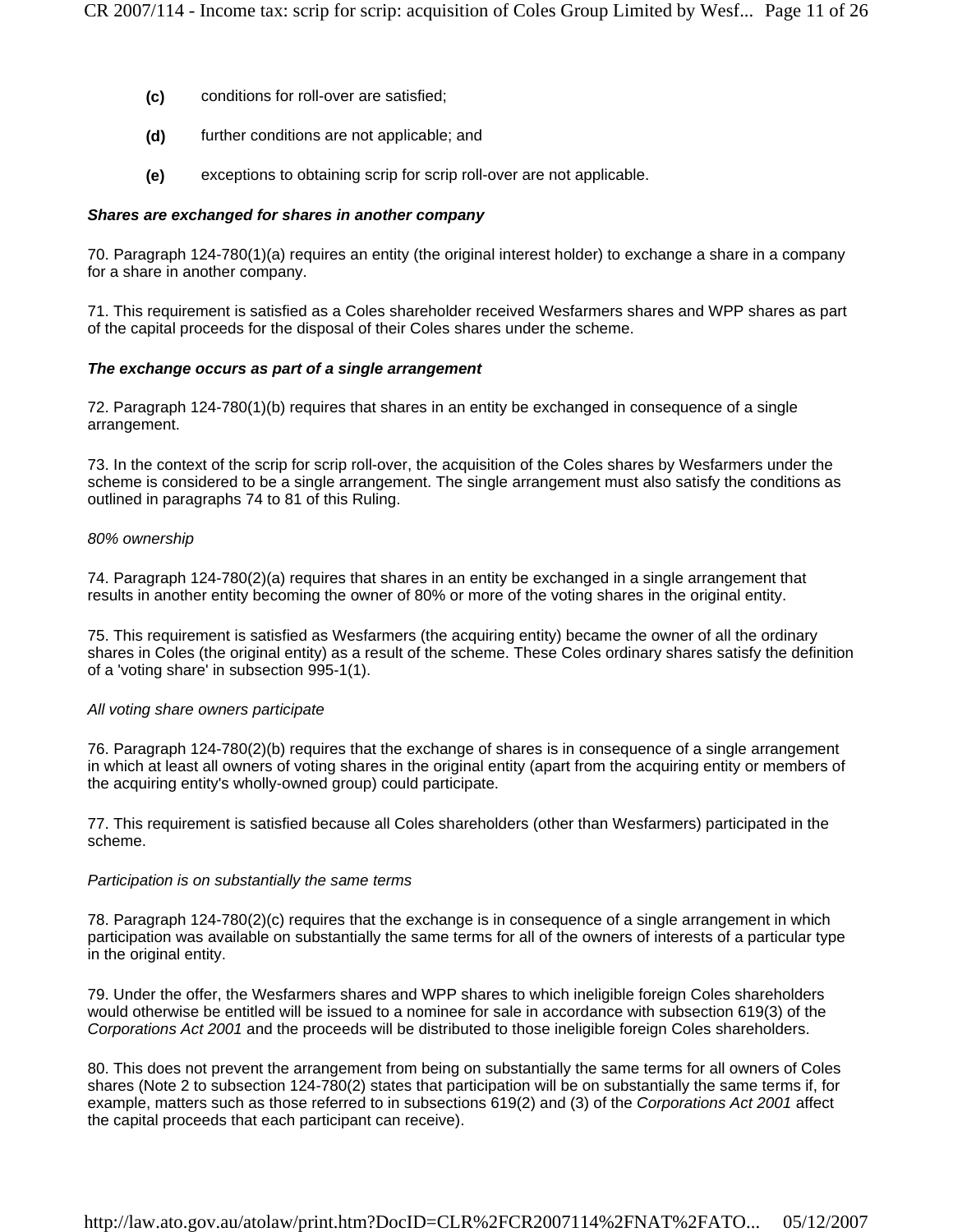- **(c)** conditions for roll-over are satisfied;
- **(d)** further conditions are not applicable; and
- **(e)** exceptions to obtaining scrip for scrip roll-over are not applicable.

### *Shares are exchanged for shares in another company*

70. Paragraph 124-780(1)(a) requires an entity (the original interest holder) to exchange a share in a company for a share in another company.

71. This requirement is satisfied as a Coles shareholder received Wesfarmers shares and WPP shares as part of the capital proceeds for the disposal of their Coles shares under the scheme.

### *The exchange occurs as part of a single arrangement*

72. Paragraph 124-780(1)(b) requires that shares in an entity be exchanged in consequence of a single arrangement.

73. In the context of the scrip for scrip roll-over, the acquisition of the Coles shares by Wesfarmers under the scheme is considered to be a single arrangement. The single arrangement must also satisfy the conditions as outlined in paragraphs 74 to 81 of this Ruling.

*80% ownership*

74. Paragraph 124-780(2)(a) requires that shares in an entity be exchanged in a single arrangement that results in another entity becoming the owner of 80% or more of the voting shares in the original entity.

75. This requirement is satisfied as Wesfarmers (the acquiring entity) became the owner of all the ordinary shares in Coles (the original entity) as a result of the scheme. These Coles ordinary shares satisfy the definition of a 'voting share' in subsection 995-1(1).

*All voting share owners participate*

76. Paragraph 124-780(2)(b) requires that the exchange of shares is in consequence of a single arrangement in which at least all owners of voting shares in the original entity (apart from the acquiring entity or members of the acquiring entity's wholly-owned group) could participate.

77. This requirement is satisfied because all Coles shareholders (other than Wesfarmers) participated in the scheme.

*Participation is on substantially the same terms*

78. Paragraph 124-780(2)(c) requires that the exchange is in consequence of a single arrangement in which participation was available on substantially the same terms for all of the owners of interests of a particular type in the original entity.

79. Under the offer, the Wesfarmers shares and WPP shares to which ineligible foreign Coles shareholders would otherwise be entitled will be issued to a nominee for sale in accordance with subsection 619(3) of the *Corporations Act 2001* and the proceeds will be distributed to those ineligible foreign Coles shareholders.

80. This does not prevent the arrangement from being on substantially the same terms for all owners of Coles shares (Note 2 to subsection 124-780(2) states that participation will be on substantially the same terms if, for example, matters such as those referred to in subsections 619(2) and (3) of the *Corporations Act 2001* affect the capital proceeds that each participant can receive).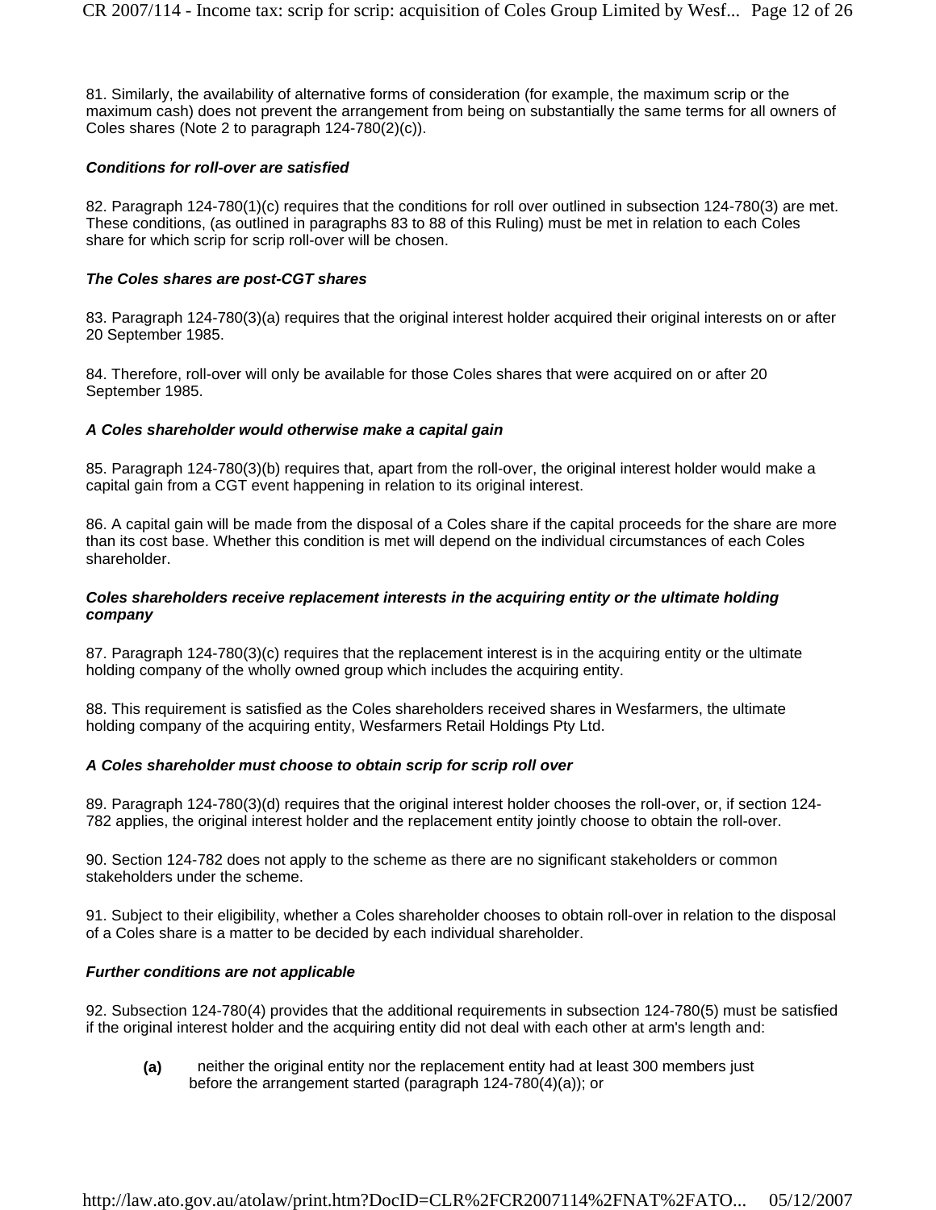81. Similarly, the availability of alternative forms of consideration (for example, the maximum scrip or the maximum cash) does not prevent the arrangement from being on substantially the same terms for all owners of Coles shares (Note 2 to paragraph 124-780(2)(c)).

***Conditions for roll-over are satisfied***

82. Paragraph 124-780(1)(c) requires that the conditions for roll over outlined in subsection 124-780(3) are met. These conditions, (as outlined in paragraphs 83 to 88 of this Ruling) must be met in relation to each Coles share for which scrip for scrip roll-over will be chosen.

***The Coles shares are post-CGT shares***

83. Paragraph 124-780(3)(a) requires that the original interest holder acquired their original interests on or after 20 September 1985.

84. Therefore, roll-over will only be available for those Coles shares that were acquired on or after 20 September 1985.

***A Coles shareholder would otherwise make a capital gain***

85. Paragraph 124-780(3)(b) requires that, apart from the roll-over, the original interest holder would make a capital gain from a CGT event happening in relation to its original interest.

86. A capital gain will be made from the disposal of a Coles share if the capital proceeds for the share are more than its cost base. Whether this condition is met will depend on the individual circumstances of each Coles shareholder.

***Coles shareholders receive replacement interests in the acquiring entity or the ultimate holding company***

87. Paragraph 124-780(3)(c) requires that the replacement interest is in the acquiring entity or the ultimate holding company of the wholly owned group which includes the acquiring entity.

88. This requirement is satisfied as the Coles shareholders received shares in Wesfarmers, the ultimate holding company of the acquiring entity, Wesfarmers Retail Holdings Pty Ltd.

***A Coles shareholder must choose to obtain scrip for scrip roll over***

89. Paragraph 124-780(3)(d) requires that the original interest holder chooses the roll-over, or, if section 124-782 applies, the original interest holder and the replacement entity jointly choose to obtain the roll-over.

90. Section 124-782 does not apply to the scheme as there are no significant stakeholders or common stakeholders under the scheme.

91. Subject to their eligibility, whether a Coles shareholder chooses to obtain roll-over in relation to the disposal of a Coles share is a matter to be decided by each individual shareholder.

***Further conditions are not applicable***

92. Subsection 124-780(4) provides that the additional requirements in subsection 124-780(5) must be satisfied if the original interest holder and the acquiring entity did not deal with each other at arm's length and:

- **(a)** neither the original entity nor the replacement entity had at least 300 members just before the arrangement started (paragraph 124-780(4)(a)); or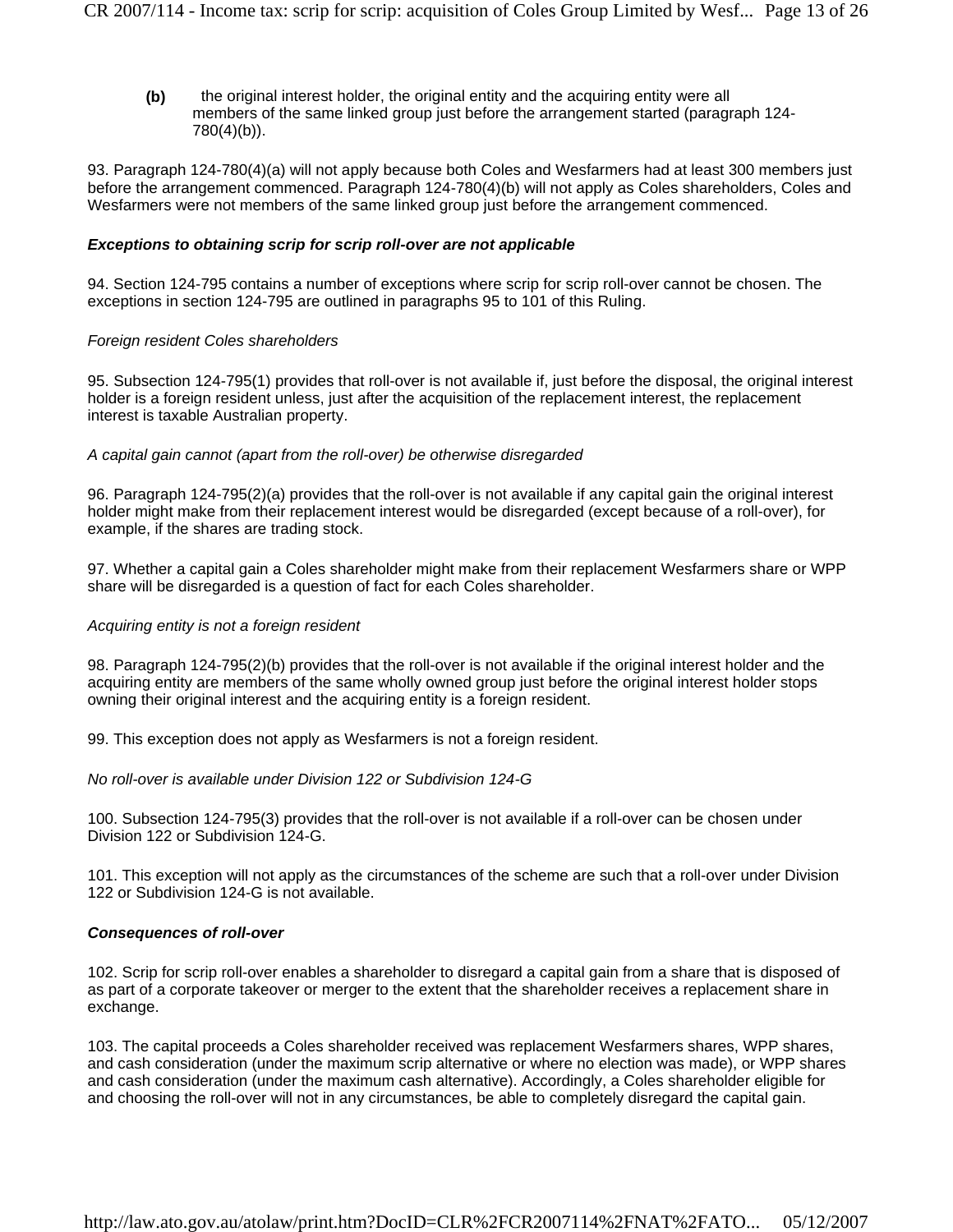**(b)** the original interest holder, the original entity and the acquiring entity were all members of the same linked group just before the arrangement started (paragraph 124-780(4)(b)).

93. Paragraph 124-780(4)(a) will not apply because both Coles and Wesfarmers had at least 300 members just before the arrangement commenced. Paragraph 124-780(4)(b) will not apply as Coles shareholders, Coles and Wesfarmers were not members of the same linked group just before the arrangement commenced.

***Exceptions to obtaining scrip for scrip roll-over are not applicable***

94. Section 124-795 contains a number of exceptions where scrip for scrip roll-over cannot be chosen. The exceptions in section 124-795 are outlined in paragraphs 95 to 101 of this Ruling.

*Foreign resident Coles shareholders*

95. Subsection 124-795(1) provides that roll-over is not available if, just before the disposal, the original interest holder is a foreign resident unless, just after the acquisition of the replacement interest, the replacement interest is taxable Australian property.

*A capital gain cannot (apart from the roll-over) be otherwise disregarded*

96. Paragraph 124-795(2)(a) provides that the roll-over is not available if any capital gain the original interest holder might make from their replacement interest would be disregarded (except because of a roll-over), for example, if the shares are trading stock.

97. Whether a capital gain a Coles shareholder might make from their replacement Wesfarmers share or WPP share will be disregarded is a question of fact for each Coles shareholder.

*Acquiring entity is not a foreign resident*

98. Paragraph 124-795(2)(b) provides that the roll-over is not available if the original interest holder and the acquiring entity are members of the same wholly owned group just before the original interest holder stops owning their original interest and the acquiring entity is a foreign resident.

99. This exception does not apply as Wesfarmers is not a foreign resident.

*No roll-over is available under Division 122 or Subdivision 124-G*

100. Subsection 124-795(3) provides that the roll-over is not available if a roll-over can be chosen under Division 122 or Subdivision 124-G.

101. This exception will not apply as the circumstances of the scheme are such that a roll-over under Division 122 or Subdivision 124-G is not available.

***Consequences of roll-over***

102. Scrip for scrip roll-over enables a shareholder to disregard a capital gain from a share that is disposed of as part of a corporate takeover or merger to the extent that the shareholder receives a replacement share in exchange.

103. The capital proceeds a Coles shareholder received was replacement Wesfarmers shares, WPP shares, and cash consideration (under the maximum scrip alternative or where no election was made), or WPP shares and cash consideration (under the maximum cash alternative). Accordingly, a Coles shareholder eligible for and choosing the roll-over will not in any circumstances, be able to completely disregard the capital gain.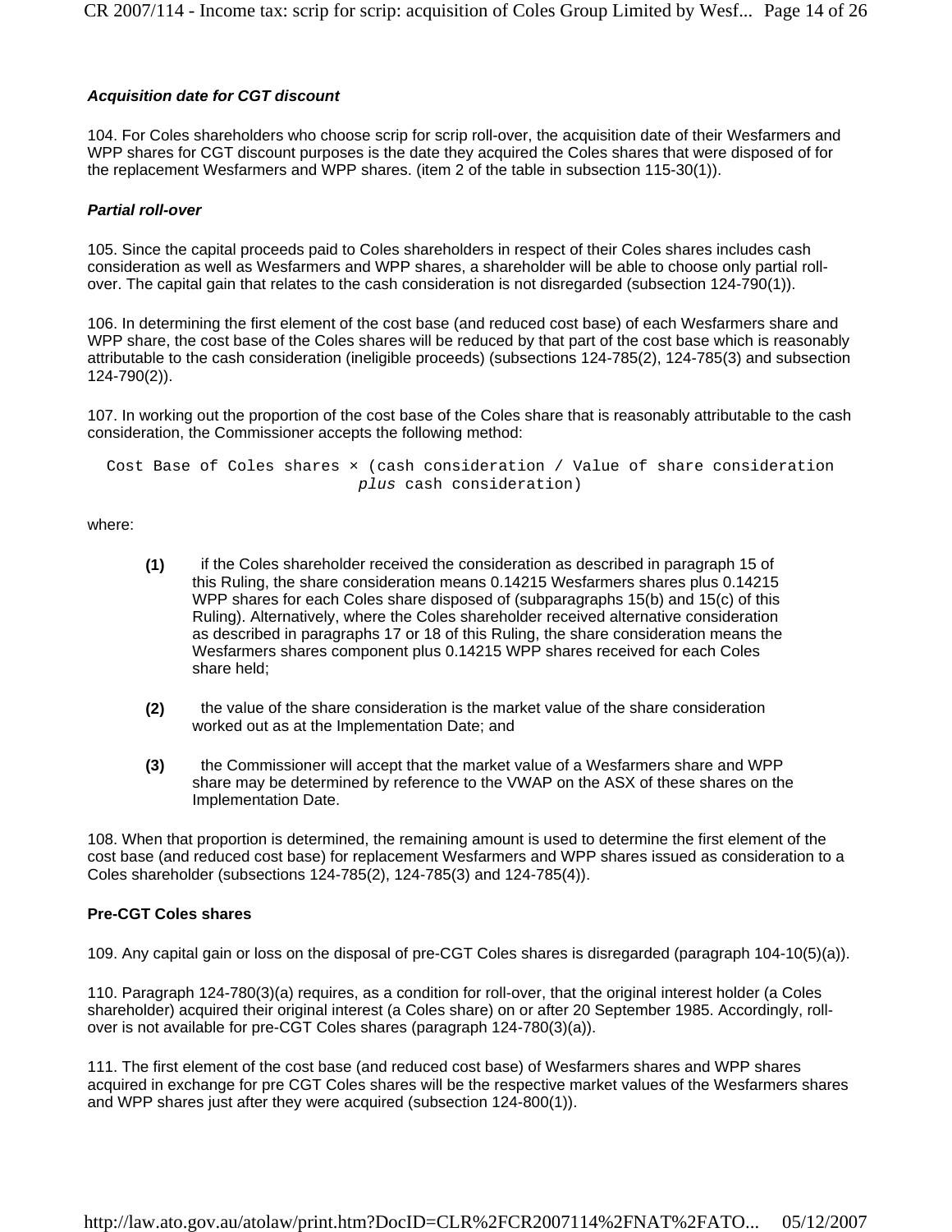### *Acquisition date for CGT discount*

104. For Coles shareholders who choose scrip for scrip roll-over, the acquisition date of their Wesfarmers and WPP shares for CGT discount purposes is the date they acquired the Coles shares that were disposed of for the replacement Wesfarmers and WPP shares. (item 2 of the table in subsection 115-30(1)).

### *Partial roll-over*

105. Since the capital proceeds paid to Coles shareholders in respect of their Coles shares includes cash consideration as well as Wesfarmers and WPP shares, a shareholder will be able to choose only partial roll-over. The capital gain that relates to the cash consideration is not disregarded (subsection 124-790(1)).

106. In determining the first element of the cost base (and reduced cost base) of each Wesfarmers share and WPP share, the cost base of the Coles shares will be reduced by that part of the cost base which is reasonably attributable to the cash consideration (ineligible proceeds) (subsections 124-785(2), 124-785(3) and subsection 124-790(2)).

107. In working out the proportion of the cost base of the Coles share that is reasonably attributable to the cash consideration, the Commissioner accepts the following method:

```
Cost Base of Coles shares × (cash consideration / Value of share consideration
                             plus cash consideration)
```

where:

**(1)** if the Coles shareholder received the consideration as described in paragraph 15 of this Ruling, the share consideration means 0.14215 Wesfarmers shares plus 0.14215 WPP shares for each Coles share disposed of (subparagraphs 15(b) and 15(c) of this Ruling). Alternatively, where the Coles shareholder received alternative consideration as described in paragraphs 17 or 18 of this Ruling, the share consideration means the Wesfarmers shares component plus 0.14215 WPP shares received for each Coles share held;

**(2)** the value of the share consideration is the market value of the share consideration worked out as at the Implementation Date; and

**(3)** the Commissioner will accept that the market value of a Wesfarmers share and WPP share may be determined by reference to the VWAP on the ASX of these shares on the Implementation Date.

108. When that proportion is determined, the remaining amount is used to determine the first element of the cost base (and reduced cost base) for replacement Wesfarmers and WPP shares issued as consideration to a Coles shareholder (subsections 124-785(2), 124-785(3) and 124-785(4)).

### **Pre-CGT Coles shares**

109. Any capital gain or loss on the disposal of pre-CGT Coles shares is disregarded (paragraph 104-10(5)(a)).

110. Paragraph 124-780(3)(a) requires, as a condition for roll-over, that the original interest holder (a Coles shareholder) acquired their original interest (a Coles share) on or after 20 September 1985. Accordingly, roll-over is not available for pre-CGT Coles shares (paragraph 124-780(3)(a)).

111. The first element of the cost base (and reduced cost base) of Wesfarmers shares and WPP shares acquired in exchange for pre CGT Coles shares will be the respective market values of the Wesfarmers shares and WPP shares just after they were acquired (subsection 124-800(1)).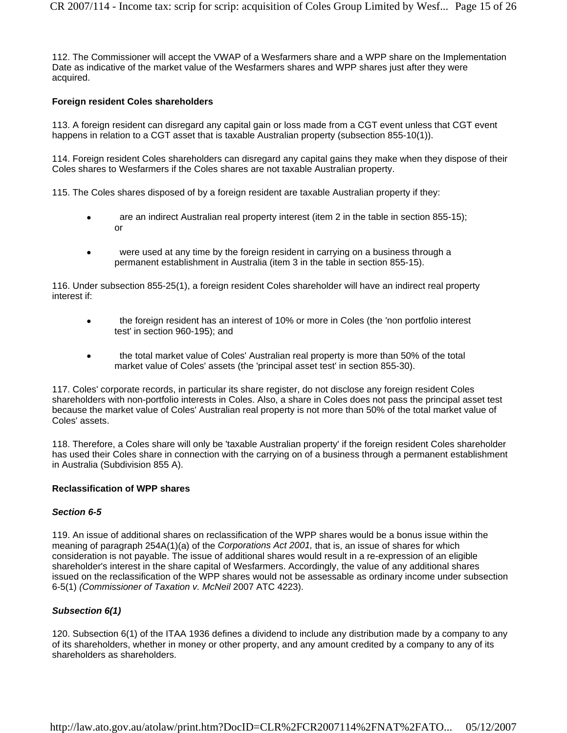112. The Commissioner will accept the VWAP of a Wesfarmers share and a WPP share on the Implementation Date as indicative of the market value of the Wesfarmers shares and WPP shares just after they were acquired.

**Foreign resident Coles shareholders**

113. A foreign resident can disregard any capital gain or loss made from a CGT event unless that CGT event happens in relation to a CGT asset that is taxable Australian property (subsection 855-10(1)).

114. Foreign resident Coles shareholders can disregard any capital gains they make when they dispose of their Coles shares to Wesfarmers if the Coles shares are not taxable Australian property.

115. The Coles shares disposed of by a foreign resident are taxable Australian property if they:

- are an indirect Australian real property interest (item 2 in the table in section 855-15); or
- were used at any time by the foreign resident in carrying on a business through a permanent establishment in Australia (item 3 in the table in section 855-15).

116. Under subsection 855-25(1), a foreign resident Coles shareholder will have an indirect real property interest if:

- the foreign resident has an interest of 10% or more in Coles (the 'non portfolio interest test' in section 960-195); and
- the total market value of Coles' Australian real property is more than 50% of the total market value of Coles' assets (the 'principal asset test' in section 855-30).

117. Coles' corporate records, in particular its share register, do not disclose any foreign resident Coles shareholders with non-portfolio interests in Coles. Also, a share in Coles does not pass the principal asset test because the market value of Coles' Australian real property is not more than 50% of the total market value of Coles' assets.

118. Therefore, a Coles share will only be 'taxable Australian property' if the foreign resident Coles shareholder has used their Coles share in connection with the carrying on of a business through a permanent establishment in Australia (Subdivision 855 A).

**Reclassification of WPP shares**

***Section 6-5***

119. An issue of additional shares on reclassification of the WPP shares would be a bonus issue within the meaning of paragraph 254A(1)(a) of the *Corporations Act 2001,* that is, an issue of shares for which consideration is not payable. The issue of additional shares would result in a re-expression of an eligible shareholder's interest in the share capital of Wesfarmers. Accordingly, the value of any additional shares issued on the reclassification of the WPP shares would not be assessable as ordinary income under subsection 6-5(1) *(Commissioner of Taxation v. McNeil* 2007 ATC 4223).

***Subsection 6(1)***

120. Subsection 6(1) of the ITAA 1936 defines a dividend to include any distribution made by a company to any of its shareholders, whether in money or other property, and any amount credited by a company to any of its shareholders as shareholders.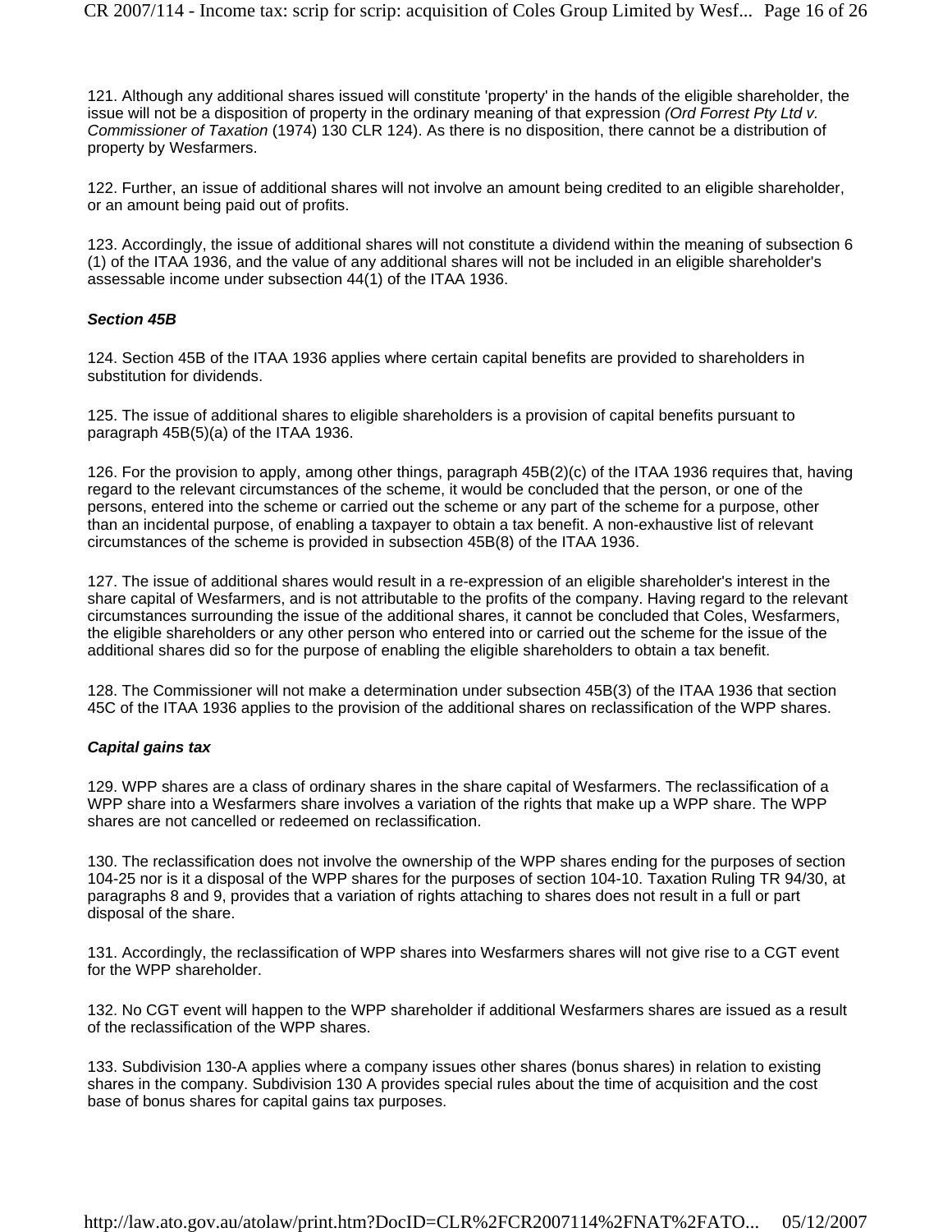121. Although any additional shares issued will constitute 'property' in the hands of the eligible shareholder, the issue will not be a disposition of property in the ordinary meaning of that expression *(Ord Forrest Pty Ltd v. Commissioner of Taxation* (1974) 130 CLR 124). As there is no disposition, there cannot be a distribution of property by Wesfarmers.

122. Further, an issue of additional shares will not involve an amount being credited to an eligible shareholder, or an amount being paid out of profits.

123. Accordingly, the issue of additional shares will not constitute a dividend within the meaning of subsection 6 (1) of the ITAA 1936, and the value of any additional shares will not be included in an eligible shareholder's assessable income under subsection 44(1) of the ITAA 1936.

### *Section 45B*

124. Section 45B of the ITAA 1936 applies where certain capital benefits are provided to shareholders in substitution for dividends.

125. The issue of additional shares to eligible shareholders is a provision of capital benefits pursuant to paragraph 45B(5)(a) of the ITAA 1936.

126. For the provision to apply, among other things, paragraph 45B(2)(c) of the ITAA 1936 requires that, having regard to the relevant circumstances of the scheme, it would be concluded that the person, or one of the persons, entered into the scheme or carried out the scheme or any part of the scheme for a purpose, other than an incidental purpose, of enabling a taxpayer to obtain a tax benefit. A non-exhaustive list of relevant circumstances of the scheme is provided in subsection 45B(8) of the ITAA 1936.

127. The issue of additional shares would result in a re-expression of an eligible shareholder's interest in the share capital of Wesfarmers, and is not attributable to the profits of the company. Having regard to the relevant circumstances surrounding the issue of the additional shares, it cannot be concluded that Coles, Wesfarmers, the eligible shareholders or any other person who entered into or carried out the scheme for the issue of the additional shares did so for the purpose of enabling the eligible shareholders to obtain a tax benefit.

128. The Commissioner will not make a determination under subsection 45B(3) of the ITAA 1936 that section 45C of the ITAA 1936 applies to the provision of the additional shares on reclassification of the WPP shares.

### *Capital gains tax*

129. WPP shares are a class of ordinary shares in the share capital of Wesfarmers. The reclassification of a WPP share into a Wesfarmers share involves a variation of the rights that make up a WPP share. The WPP shares are not cancelled or redeemed on reclassification.

130. The reclassification does not involve the ownership of the WPP shares ending for the purposes of section 104-25 nor is it a disposal of the WPP shares for the purposes of section 104-10. Taxation Ruling TR 94/30, at paragraphs 8 and 9, provides that a variation of rights attaching to shares does not result in a full or part disposal of the share.

131. Accordingly, the reclassification of WPP shares into Wesfarmers shares will not give rise to a CGT event for the WPP shareholder.

132. No CGT event will happen to the WPP shareholder if additional Wesfarmers shares are issued as a result of the reclassification of the WPP shares.

133. Subdivision 130-A applies where a company issues other shares (bonus shares) in relation to existing shares in the company. Subdivision 130 A provides special rules about the time of acquisition and the cost base of bonus shares for capital gains tax purposes.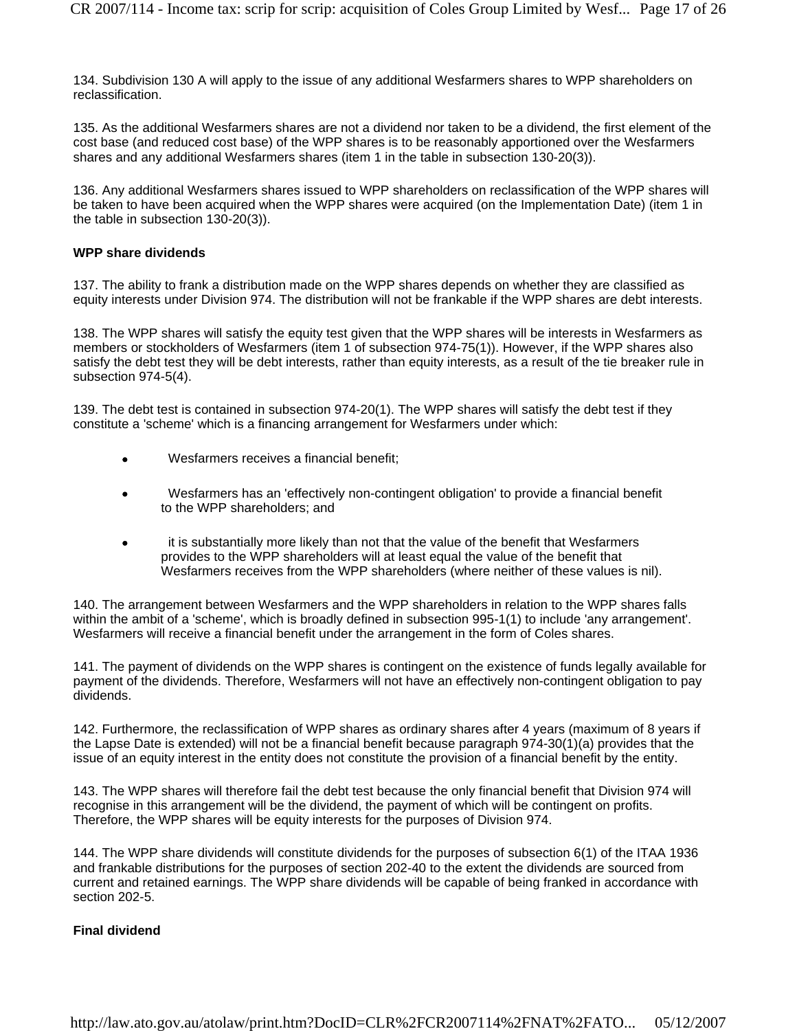134. Subdivision 130 A will apply to the issue of any additional Wesfarmers shares to WPP shareholders on reclassification.

135. As the additional Wesfarmers shares are not a dividend nor taken to be a dividend, the first element of the cost base (and reduced cost base) of the WPP shares is to be reasonably apportioned over the Wesfarmers shares and any additional Wesfarmers shares (item 1 in the table in subsection 130-20(3)).

136. Any additional Wesfarmers shares issued to WPP shareholders on reclassification of the WPP shares will be taken to have been acquired when the WPP shares were acquired (on the Implementation Date) (item 1 in the table in subsection 130-20(3)).

**WPP share dividends**

137. The ability to frank a distribution made on the WPP shares depends on whether they are classified as equity interests under Division 974. The distribution will not be frankable if the WPP shares are debt interests.

138. The WPP shares will satisfy the equity test given that the WPP shares will be interests in Wesfarmers as members or stockholders of Wesfarmers (item 1 of subsection 974-75(1)). However, if the WPP shares also satisfy the debt test they will be debt interests, rather than equity interests, as a result of the tie breaker rule in subsection 974-5(4).

139. The debt test is contained in subsection 974-20(1). The WPP shares will satisfy the debt test if they constitute a 'scheme' which is a financing arrangement for Wesfarmers under which:

- Wesfarmers receives a financial benefit;
- Wesfarmers has an 'effectively non-contingent obligation' to provide a financial benefit to the WPP shareholders; and
- it is substantially more likely than not that the value of the benefit that Wesfarmers provides to the WPP shareholders will at least equal the value of the benefit that Wesfarmers receives from the WPP shareholders (where neither of these values is nil).

140. The arrangement between Wesfarmers and the WPP shareholders in relation to the WPP shares falls within the ambit of a 'scheme', which is broadly defined in subsection 995-1(1) to include 'any arrangement'. Wesfarmers will receive a financial benefit under the arrangement in the form of Coles shares.

141. The payment of dividends on the WPP shares is contingent on the existence of funds legally available for payment of the dividends. Therefore, Wesfarmers will not have an effectively non-contingent obligation to pay dividends.

142. Furthermore, the reclassification of WPP shares as ordinary shares after 4 years (maximum of 8 years if the Lapse Date is extended) will not be a financial benefit because paragraph 974-30(1)(a) provides that the issue of an equity interest in the entity does not constitute the provision of a financial benefit by the entity.

143. The WPP shares will therefore fail the debt test because the only financial benefit that Division 974 will recognise in this arrangement will be the dividend, the payment of which will be contingent on profits. Therefore, the WPP shares will be equity interests for the purposes of Division 974.

144. The WPP share dividends will constitute dividends for the purposes of subsection 6(1) of the ITAA 1936 and frankable distributions for the purposes of section 202-40 to the extent the dividends are sourced from current and retained earnings. The WPP share dividends will be capable of being franked in accordance with section 202-5.

**Final dividend**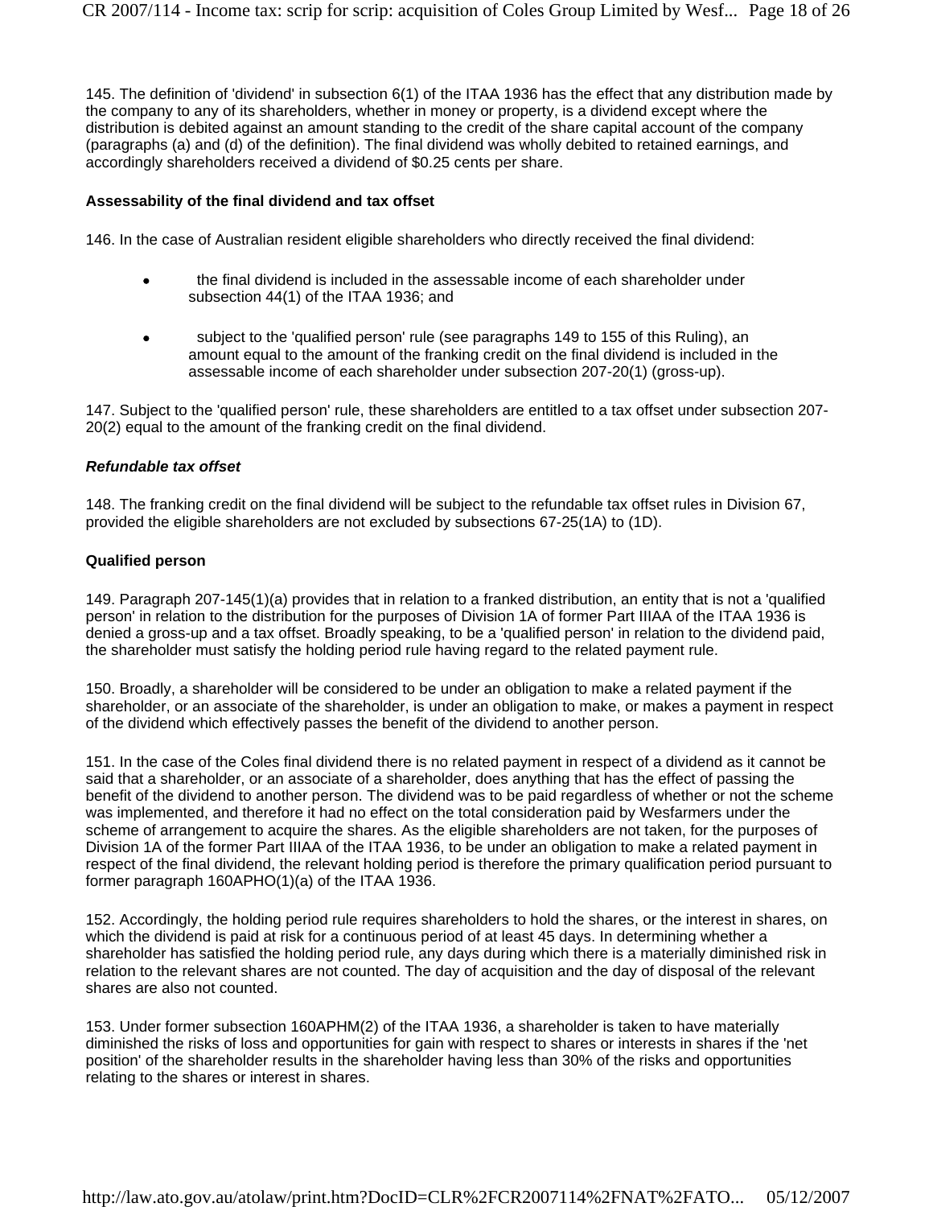145. The definition of 'dividend' in subsection 6(1) of the ITAA 1936 has the effect that any distribution made by the company to any of its shareholders, whether in money or property, is a dividend except where the distribution is debited against an amount standing to the credit of the share capital account of the company (paragraphs (a) and (d) of the definition). The final dividend was wholly debited to retained earnings, and accordingly shareholders received a dividend of $0.25 cents per share.

**Assessability of the final dividend and tax offset**

146. In the case of Australian resident eligible shareholders who directly received the final dividend:

- the final dividend is included in the assessable income of each shareholder under subsection 44(1) of the ITAA 1936; and
- subject to the 'qualified person' rule (see paragraphs 149 to 155 of this Ruling), an amount equal to the amount of the franking credit on the final dividend is included in the assessable income of each shareholder under subsection 207-20(1) (gross-up).

147. Subject to the 'qualified person' rule, these shareholders are entitled to a tax offset under subsection 207-20(2) equal to the amount of the franking credit on the final dividend.

***Refundable tax offset***

148. The franking credit on the final dividend will be subject to the refundable tax offset rules in Division 67, provided the eligible shareholders are not excluded by subsections 67-25(1A) to (1D).

**Qualified person**

149. Paragraph 207-145(1)(a) provides that in relation to a franked distribution, an entity that is not a 'qualified person' in relation to the distribution for the purposes of Division 1A of former Part IIIAA of the ITAA 1936 is denied a gross-up and a tax offset. Broadly speaking, to be a 'qualified person' in relation to the dividend paid, the shareholder must satisfy the holding period rule having regard to the related payment rule.

150. Broadly, a shareholder will be considered to be under an obligation to make a related payment if the shareholder, or an associate of the shareholder, is under an obligation to make, or makes a payment in respect of the dividend which effectively passes the benefit of the dividend to another person.

151. In the case of the Coles final dividend there is no related payment in respect of a dividend as it cannot be said that a shareholder, or an associate of a shareholder, does anything that has the effect of passing the benefit of the dividend to another person. The dividend was to be paid regardless of whether or not the scheme was implemented, and therefore it had no effect on the total consideration paid by Wesfarmers under the scheme of arrangement to acquire the shares. As the eligible shareholders are not taken, for the purposes of Division 1A of the former Part IIIAA of the ITAA 1936, to be under an obligation to make a related payment in respect of the final dividend, the relevant holding period is therefore the primary qualification period pursuant to former paragraph 160APHO(1)(a) of the ITAA 1936.

152. Accordingly, the holding period rule requires shareholders to hold the shares, or the interest in shares, on which the dividend is paid at risk for a continuous period of at least 45 days. In determining whether a shareholder has satisfied the holding period rule, any days during which there is a materially diminished risk in relation to the relevant shares are not counted. The day of acquisition and the day of disposal of the relevant shares are also not counted.

153. Under former subsection 160APHM(2) of the ITAA 1936, a shareholder is taken to have materially diminished the risks of loss and opportunities for gain with respect to shares or interests in shares if the 'net position' of the shareholder results in the shareholder having less than 30% of the risks and opportunities relating to the shares or interest in shares.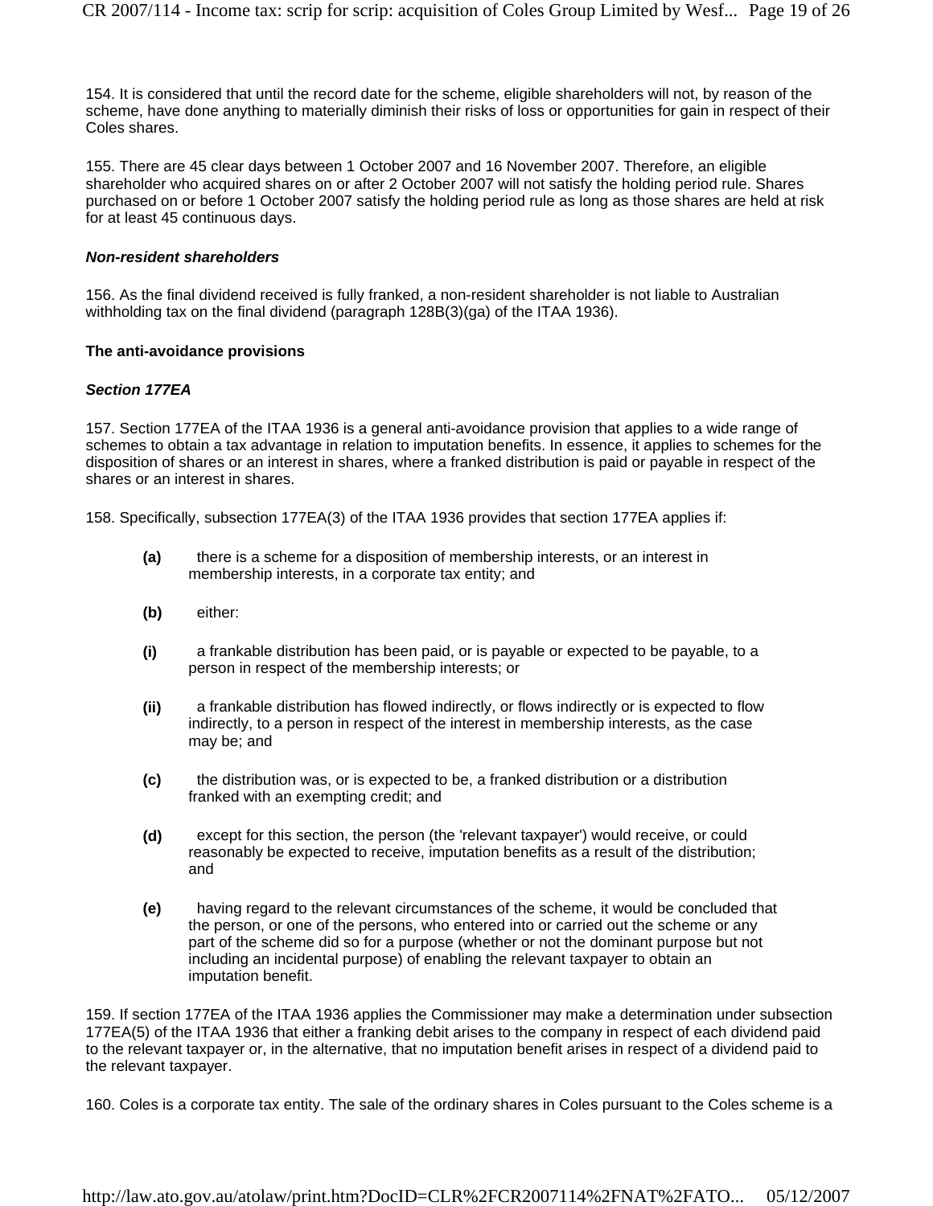154. It is considered that until the record date for the scheme, eligible shareholders will not, by reason of the scheme, have done anything to materially diminish their risks of loss or opportunities for gain in respect of their Coles shares.

155. There are 45 clear days between 1 October 2007 and 16 November 2007. Therefore, an eligible shareholder who acquired shares on or after 2 October 2007 will not satisfy the holding period rule. Shares purchased on or before 1 October 2007 satisfy the holding period rule as long as those shares are held at risk for at least 45 continuous days.

***Non-resident shareholders***

156. As the final dividend received is fully franked, a non-resident shareholder is not liable to Australian withholding tax on the final dividend (paragraph 128B(3)(ga) of the ITAA 1936).

**The anti-avoidance provisions**

***Section 177EA***

157. Section 177EA of the ITAA 1936 is a general anti-avoidance provision that applies to a wide range of schemes to obtain a tax advantage in relation to imputation benefits. In essence, it applies to schemes for the disposition of shares or an interest in shares, where a franked distribution is paid or payable in respect of the shares or an interest in shares.

158. Specifically, subsection 177EA(3) of the ITAA 1936 provides that section 177EA applies if:

> **(a)** there is a scheme for a disposition of membership interests, or an interest in membership interests, in a corporate tax entity; and
>
> **(b)** either:
>
> **(i)** a frankable distribution has been paid, or is payable or expected to be payable, to a person in respect of the membership interests; or
>
> **(ii)** a frankable distribution has flowed indirectly, or flows indirectly or is expected to flow indirectly, to a person in respect of the interest in membership interests, as the case may be; and
>
> **(c)** the distribution was, or is expected to be, a franked distribution or a distribution franked with an exempting credit; and
>
> **(d)** except for this section, the person (the 'relevant taxpayer') would receive, or could reasonably be expected to receive, imputation benefits as a result of the distribution; and
>
> **(e)** having regard to the relevant circumstances of the scheme, it would be concluded that the person, or one of the persons, who entered into or carried out the scheme or any part of the scheme did so for a purpose (whether or not the dominant purpose but not including an incidental purpose) of enabling the relevant taxpayer to obtain an imputation benefit.

159. If section 177EA of the ITAA 1936 applies the Commissioner may make a determination under subsection 177EA(5) of the ITAA 1936 that either a franking debit arises to the company in respect of each dividend paid to the relevant taxpayer or, in the alternative, that no imputation benefit arises in respect of a dividend paid to the relevant taxpayer.

160. Coles is a corporate tax entity. The sale of the ordinary shares in Coles pursuant to the Coles scheme is a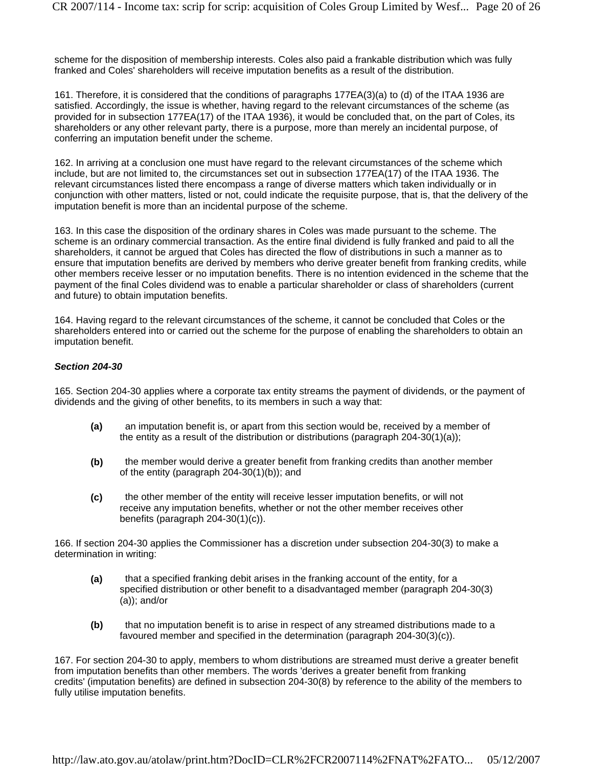scheme for the disposition of membership interests. Coles also paid a frankable distribution which was fully franked and Coles' shareholders will receive imputation benefits as a result of the distribution.

161. Therefore, it is considered that the conditions of paragraphs 177EA(3)(a) to (d) of the ITAA 1936 are satisfied. Accordingly, the issue is whether, having regard to the relevant circumstances of the scheme (as provided for in subsection 177EA(17) of the ITAA 1936), it would be concluded that, on the part of Coles, its shareholders or any other relevant party, there is a purpose, more than merely an incidental purpose, of conferring an imputation benefit under the scheme.

162. In arriving at a conclusion one must have regard to the relevant circumstances of the scheme which include, but are not limited to, the circumstances set out in subsection 177EA(17) of the ITAA 1936. The relevant circumstances listed there encompass a range of diverse matters which taken individually or in conjunction with other matters, listed or not, could indicate the requisite purpose, that is, that the delivery of the imputation benefit is more than an incidental purpose of the scheme.

163. In this case the disposition of the ordinary shares in Coles was made pursuant to the scheme. The scheme is an ordinary commercial transaction. As the entire final dividend is fully franked and paid to all the shareholders, it cannot be argued that Coles has directed the flow of distributions in such a manner as to ensure that imputation benefits are derived by members who derive greater benefit from franking credits, while other members receive lesser or no imputation benefits. There is no intention evidenced in the scheme that the payment of the final Coles dividend was to enable a particular shareholder or class of shareholders (current and future) to obtain imputation benefits.

164. Having regard to the relevant circumstances of the scheme, it cannot be concluded that Coles or the shareholders entered into or carried out the scheme for the purpose of enabling the shareholders to obtain an imputation benefit.

***Section 204-30***

165. Section 204-30 applies where a corporate tax entity streams the payment of dividends, or the payment of dividends and the giving of other benefits, to its members in such a way that:

- **(a)** an imputation benefit is, or apart from this section would be, received by a member of the entity as a result of the distribution or distributions (paragraph 204-30(1)(a));
- **(b)** the member would derive a greater benefit from franking credits than another member of the entity (paragraph 204-30(1)(b)); and
- **(c)** the other member of the entity will receive lesser imputation benefits, or will not receive any imputation benefits, whether or not the other member receives other benefits (paragraph 204-30(1)(c)).

166. If section 204-30 applies the Commissioner has a discretion under subsection 204-30(3) to make a determination in writing:

- **(a)** that a specified franking debit arises in the franking account of the entity, for a specified distribution or other benefit to a disadvantaged member (paragraph 204-30(3)(a)); and/or
- **(b)** that no imputation benefit is to arise in respect of any streamed distributions made to a favoured member and specified in the determination (paragraph 204-30(3)(c)).

167. For section 204-30 to apply, members to whom distributions are streamed must derive a greater benefit from imputation benefits than other members. The words 'derives a greater benefit from franking credits' (imputation benefits) are defined in subsection 204-30(8) by reference to the ability of the members to fully utilise imputation benefits.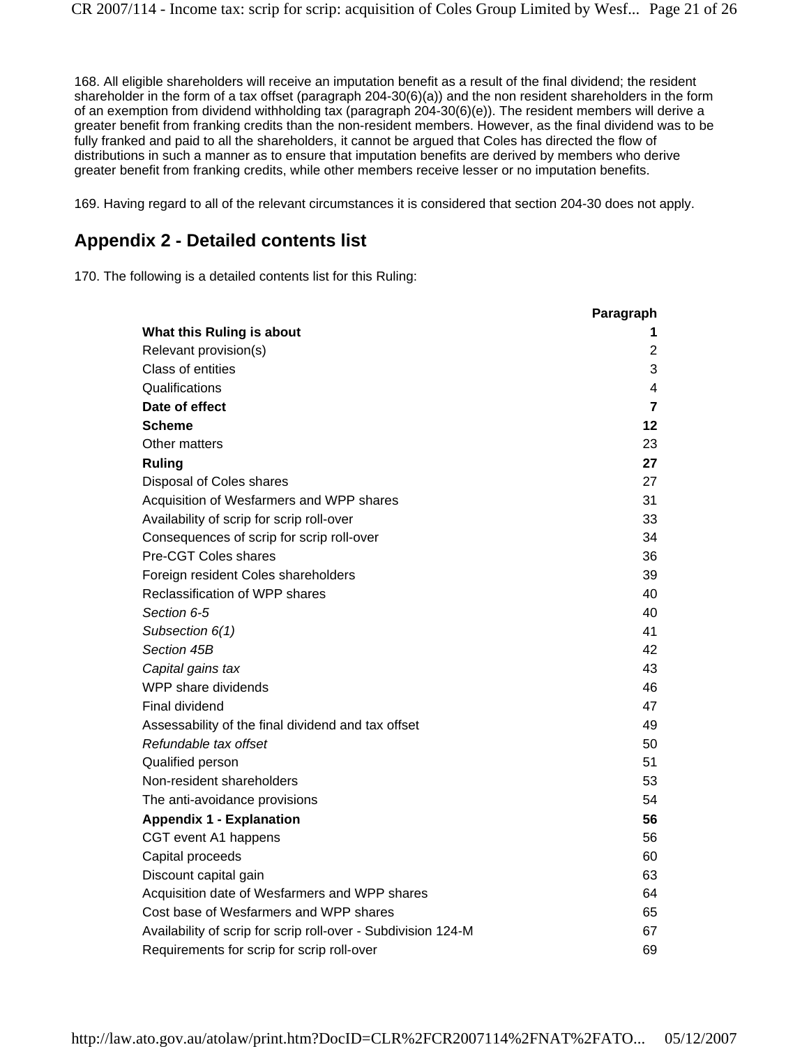168. All eligible shareholders will receive an imputation benefit as a result of the final dividend; the resident shareholder in the form of a tax offset (paragraph 204-30(6)(a)) and the non resident shareholders in the form of an exemption from dividend withholding tax (paragraph 204-30(6)(e)). The resident members will derive a greater benefit from franking credits than the non-resident members. However, as the final dividend was to be fully franked and paid to all the shareholders, it cannot be argued that Coles has directed the flow of distributions in such a manner as to ensure that imputation benefits are derived by members who derive greater benefit from franking credits, while other members receive lesser or no imputation benefits.

169. Having regard to all of the relevant circumstances it is considered that section 204-30 does not apply.

## Appendix 2 - Detailed contents list

170. The following is a detailed contents list for this Ruling:

| | Paragraph |
|---|---|
| **What this Ruling is about** | **1** |
| Relevant provision(s) | 2 |
| Class of entities | 3 |
| Qualifications | 4 |
| **Date of effect** | **7** |
| **Scheme** | **12** |
| Other matters | 23 |
| **Ruling** | **27** |
| Disposal of Coles shares | 27 |
| Acquisition of Wesfarmers and WPP shares | 31 |
| Availability of scrip for scrip roll-over | 33 |
| Consequences of scrip for scrip roll-over | 34 |
| Pre-CGT Coles shares | 36 |
| Foreign resident Coles shareholders | 39 |
| Reclassification of WPP shares | 40 |
| *Section 6-5* | 40 |
| *Subsection 6(1)* | 41 |
| *Section 45B* | 42 |
| *Capital gains tax* | 43 |
| WPP share dividends | 46 |
| Final dividend | 47 |
| Assessability of the final dividend and tax offset | 49 |
| *Refundable tax offset* | 50 |
| Qualified person | 51 |
| Non-resident shareholders | 53 |
| The anti-avoidance provisions | 54 |
| **Appendix 1 - Explanation** | **56** |
| CGT event A1 happens | 56 |
| Capital proceeds | 60 |
| Discount capital gain | 63 |
| Acquisition date of Wesfarmers and WPP shares | 64 |
| Cost base of Wesfarmers and WPP shares | 65 |
| Availability of scrip for scrip roll-over - Subdivision 124-M | 67 |
| Requirements for scrip for scrip roll-over | 69 |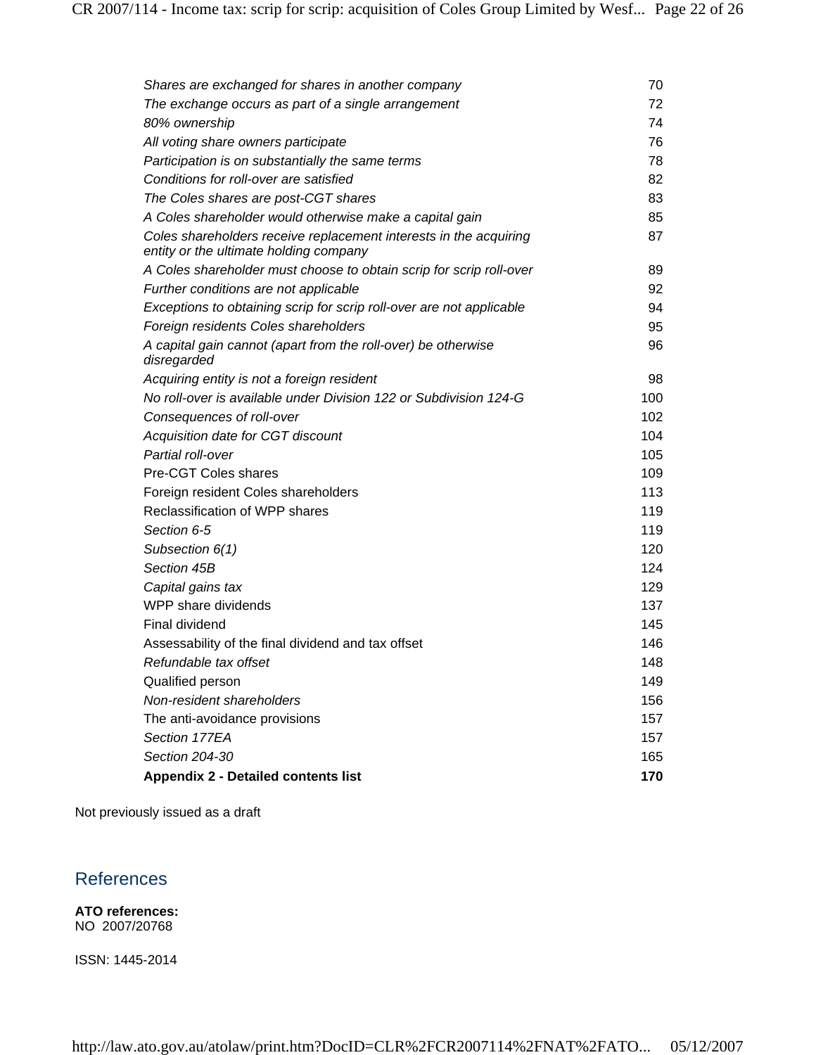| | |
|---|---|
| *Shares are exchanged for shares in another company* | 70 |
| *The exchange occurs as part of a single arrangement* | 72 |
| *80% ownership* | 74 |
| *All voting share owners participate* | 76 |
| *Participation is on substantially the same terms* | 78 |
| *Conditions for roll-over are satisfied* | 82 |
| *The Coles shares are post-CGT shares* | 83 |
| *A Coles shareholder would otherwise make a capital gain* | 85 |
| *Coles shareholders receive replacement interests in the acquiring entity or the ultimate holding company* | 87 |
| *A Coles shareholder must choose to obtain scrip for scrip roll-over* | 89 |
| *Further conditions are not applicable* | 92 |
| *Exceptions to obtaining scrip for scrip roll-over are not applicable* | 94 |
| *Foreign residents Coles shareholders* | 95 |
| *A capital gain cannot (apart from the roll-over) be otherwise disregarded* | 96 |
| *Acquiring entity is not a foreign resident* | 98 |
| *No roll-over is available under Division 122 or Subdivision 124-G* | 100 |
| *Consequences of roll-over* | 102 |
| *Acquisition date for CGT discount* | 104 |
| *Partial roll-over* | 105 |
| Pre-CGT Coles shares | 109 |
| Foreign resident Coles shareholders | 113 |
| Reclassification of WPP shares | 119 |
| *Section 6-5* | 119 |
| *Subsection 6(1)* | 120 |
| *Section 45B* | 124 |
| *Capital gains tax* | 129 |
| WPP share dividends | 137 |
| Final dividend | 145 |
| Assessability of the final dividend and tax offset | 146 |
| *Refundable tax offset* | 148 |
| Qualified person | 149 |
| *Non-resident shareholders* | 156 |
| The anti-avoidance provisions | 157 |
| *Section 177EA* | 157 |
| *Section 204-30* | 165 |
| **Appendix 2 - Detailed contents list** | **170** |

Not previously issued as a draft

## References

**ATO references:**
NO 2007/20768

ISSN: 1445-2014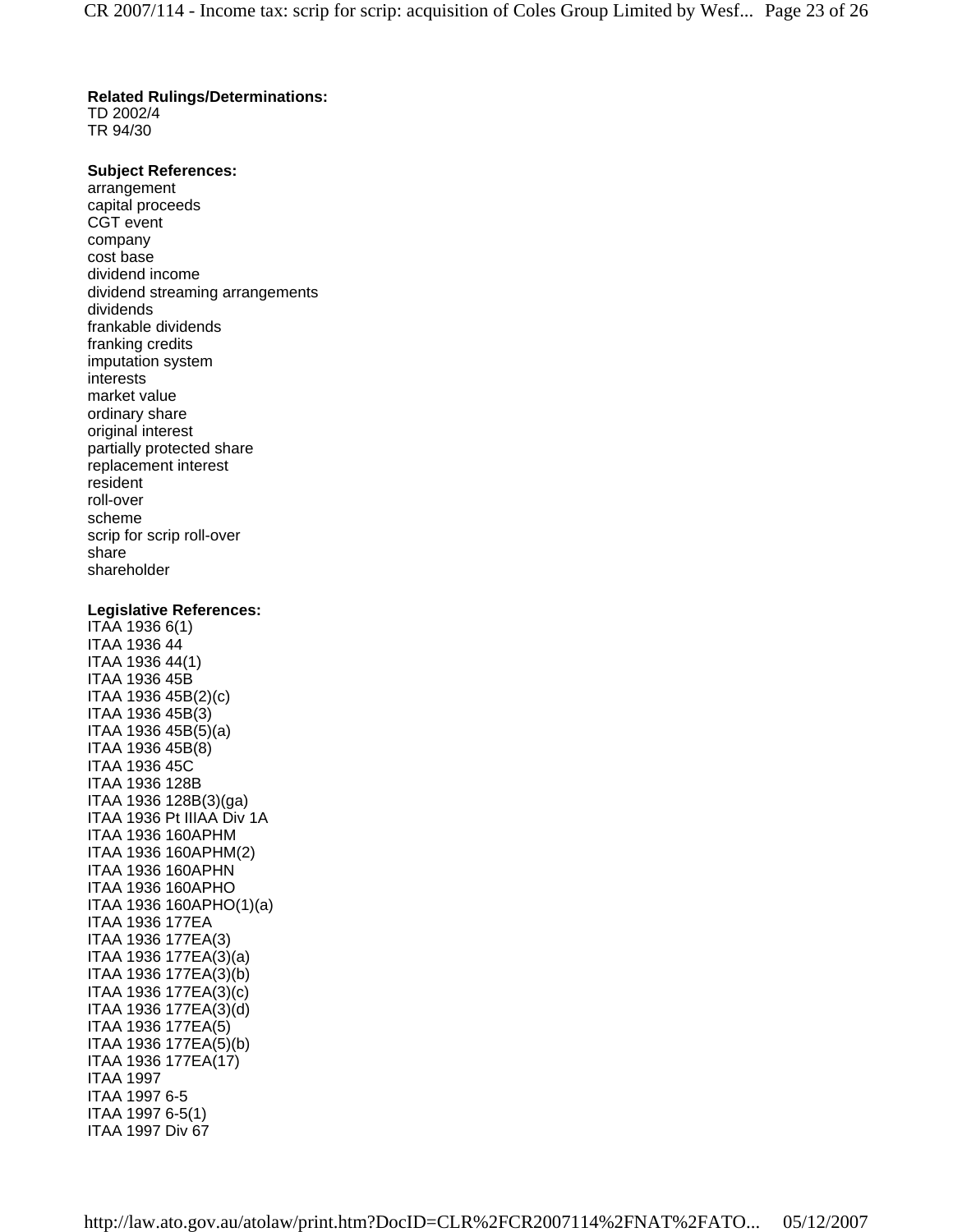**Related Rulings/Determinations:**
TD 2002/4
TR 94/30

**Subject References:**
arrangement
capital proceeds
CGT event
company
cost base
dividend income
dividend streaming arrangements
dividends
frankable dividends
franking credits
imputation system
interests
market value
ordinary share
original interest
partially protected share
replacement interest
resident
roll-over
scheme
scrip for scrip roll-over
share
shareholder

**Legislative References:**
ITAA 1936 6(1)
ITAA 1936 44
ITAA 1936 44(1)
ITAA 1936 45B
ITAA 1936 45B(2)(c)
ITAA 1936 45B(3)
ITAA 1936 45B(5)(a)
ITAA 1936 45B(8)
ITAA 1936 45C
ITAA 1936 128B
ITAA 1936 128B(3)(ga)
ITAA 1936 Pt IIIAA Div 1A
ITAA 1936 160APHM
ITAA 1936 160APHM(2)
ITAA 1936 160APHN
ITAA 1936 160APHO
ITAA 1936 160APHO(1)(a)
ITAA 1936 177EA
ITAA 1936 177EA(3)
ITAA 1936 177EA(3)(a)
ITAA 1936 177EA(3)(b)
ITAA 1936 177EA(3)(c)
ITAA 1936 177EA(3)(d)
ITAA 1936 177EA(5)
ITAA 1936 177EA(5)(b)
ITAA 1936 177EA(17)
ITAA 1997
ITAA 1997 6-5
ITAA 1997 6-5(1)
ITAA 1997 Div 67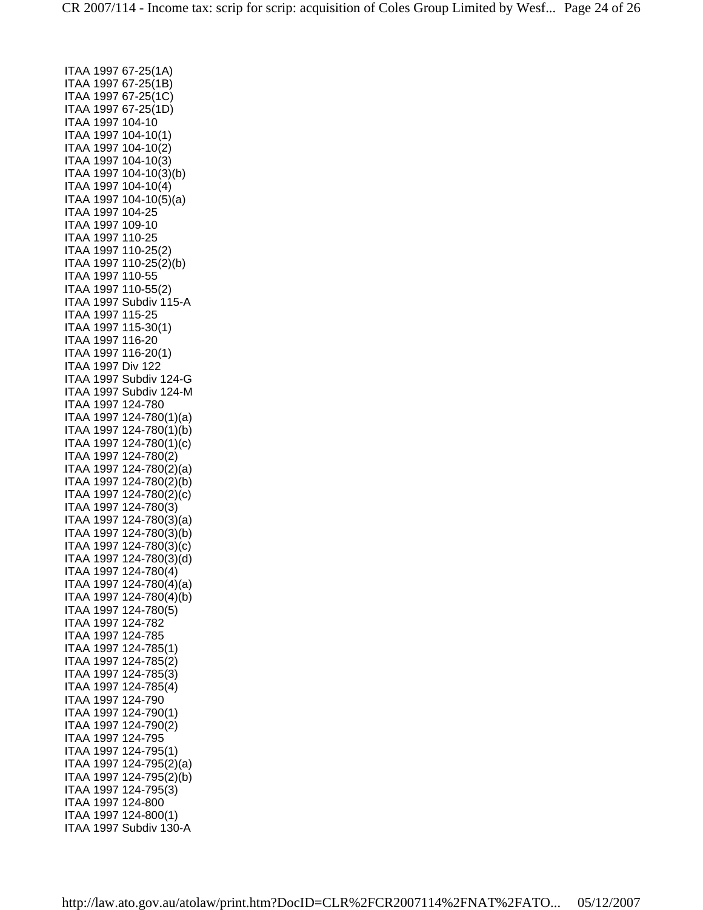- ITAA 1997 67-25(1A)
- ITAA 1997 67-25(1B)
- ITAA 1997 67-25(1C)
- ITAA 1997 67-25(1D)
- ITAA 1997 104-10
- ITAA 1997 104-10(1)
- ITAA 1997 104-10(2)
- ITAA 1997 104-10(3)
- ITAA 1997 104-10(3)(b)
- ITAA 1997 104-10(4)
- ITAA 1997 104-10(5)(a)
- ITAA 1997 104-25
- ITAA 1997 109-10
- ITAA 1997 110-25
- ITAA 1997 110-25(2)
- ITAA 1997 110-25(2)(b)
- ITAA 1997 110-55
- ITAA 1997 110-55(2)
- ITAA 1997 Subdiv 115-A
- ITAA 1997 115-25
- ITAA 1997 115-30(1)
- ITAA 1997 116-20
- ITAA 1997 116-20(1)
- ITAA 1997 Div 122
- ITAA 1997 Subdiv 124-G
- ITAA 1997 Subdiv 124-M
- ITAA 1997 124-780
- ITAA 1997 124-780(1)(a)
- ITAA 1997 124-780(1)(b)
- ITAA 1997 124-780(1)(c)
- ITAA 1997 124-780(2)
- ITAA 1997 124-780(2)(a)
- ITAA 1997 124-780(2)(b)
- ITAA 1997 124-780(2)(c)
- ITAA 1997 124-780(3)
- ITAA 1997 124-780(3)(a)
- ITAA 1997 124-780(3)(b)
- ITAA 1997 124-780(3)(c)
- ITAA 1997 124-780(3)(d)
- ITAA 1997 124-780(4)
- ITAA 1997 124-780(4)(a)
- ITAA 1997 124-780(4)(b)
- ITAA 1997 124-780(5)
- ITAA 1997 124-782
- ITAA 1997 124-785
- ITAA 1997 124-785(1)
- ITAA 1997 124-785(2)
- ITAA 1997 124-785(3)
- ITAA 1997 124-785(4)
- ITAA 1997 124-790
- ITAA 1997 124-790(1)
- ITAA 1997 124-790(2)
- ITAA 1997 124-795
- ITAA 1997 124-795(1)
- ITAA 1997 124-795(2)(a)
- ITAA 1997 124-795(2)(b)
- ITAA 1997 124-795(3)
- ITAA 1997 124-800
- ITAA 1997 124-800(1)
- ITAA 1997 Subdiv 130-A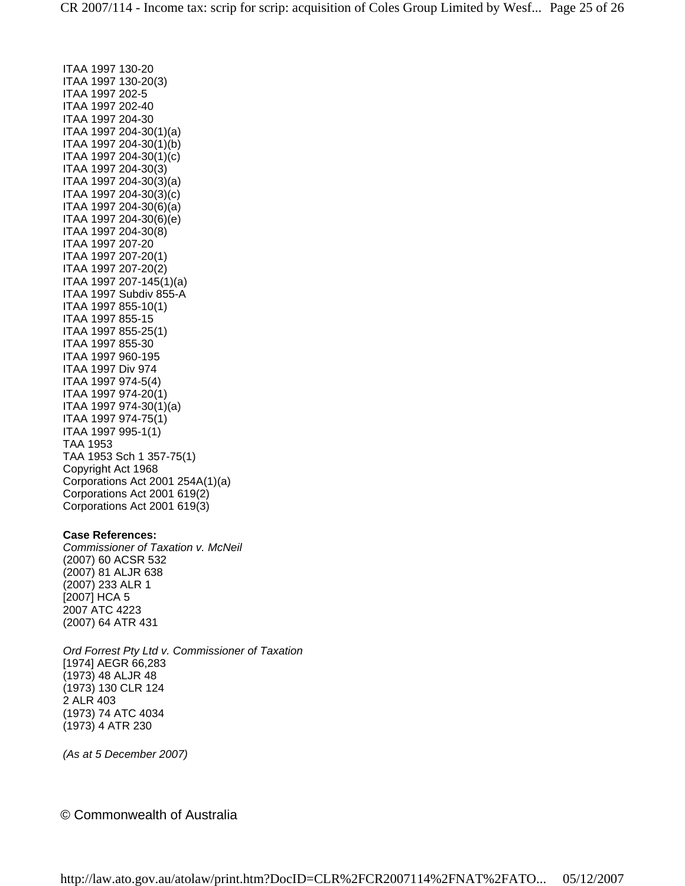ITAA 1997 130-20
ITAA 1997 130-20(3)
ITAA 1997 202-5
ITAA 1997 202-40
ITAA 1997 204-30
ITAA 1997 204-30(1)(a)
ITAA 1997 204-30(1)(b)
ITAA 1997 204-30(1)(c)
ITAA 1997 204-30(3)
ITAA 1997 204-30(3)(a)
ITAA 1997 204-30(3)(c)
ITAA 1997 204-30(6)(a)
ITAA 1997 204-30(6)(e)
ITAA 1997 204-30(8)
ITAA 1997 207-20
ITAA 1997 207-20(1)
ITAA 1997 207-20(2)
ITAA 1997 207-145(1)(a)
ITAA 1997 Subdiv 855-A
ITAA 1997 855-10(1)
ITAA 1997 855-15
ITAA 1997 855-25(1)
ITAA 1997 855-30
ITAA 1997 960-195
ITAA 1997 Div 974
ITAA 1997 974-5(4)
ITAA 1997 974-20(1)
ITAA 1997 974-30(1)(a)
ITAA 1997 974-75(1)
ITAA 1997 995-1(1)
TAA 1953
TAA 1953 Sch 1 357-75(1)
Copyright Act 1968
Corporations Act 2001 254A(1)(a)
Corporations Act 2001 619(2)
Corporations Act 2001 619(3)

**Case References:**

*Commissioner of Taxation v. McNeil*
(2007) 60 ACSR 532
(2007) 81 ALJR 638
(2007) 233 ALR 1
[2007] HCA 5
2007 ATC 4223
(2007) 64 ATR 431

*Ord Forrest Pty Ltd v. Commissioner of Taxation*
[1974] AEGR 66,283
(1973) 48 ALJR 48
(1973) 130 CLR 124
2 ALR 403
(1973) 74 ATC 4034
(1973) 4 ATR 230

*(As at 5 December 2007)*

© Commonwealth of Australia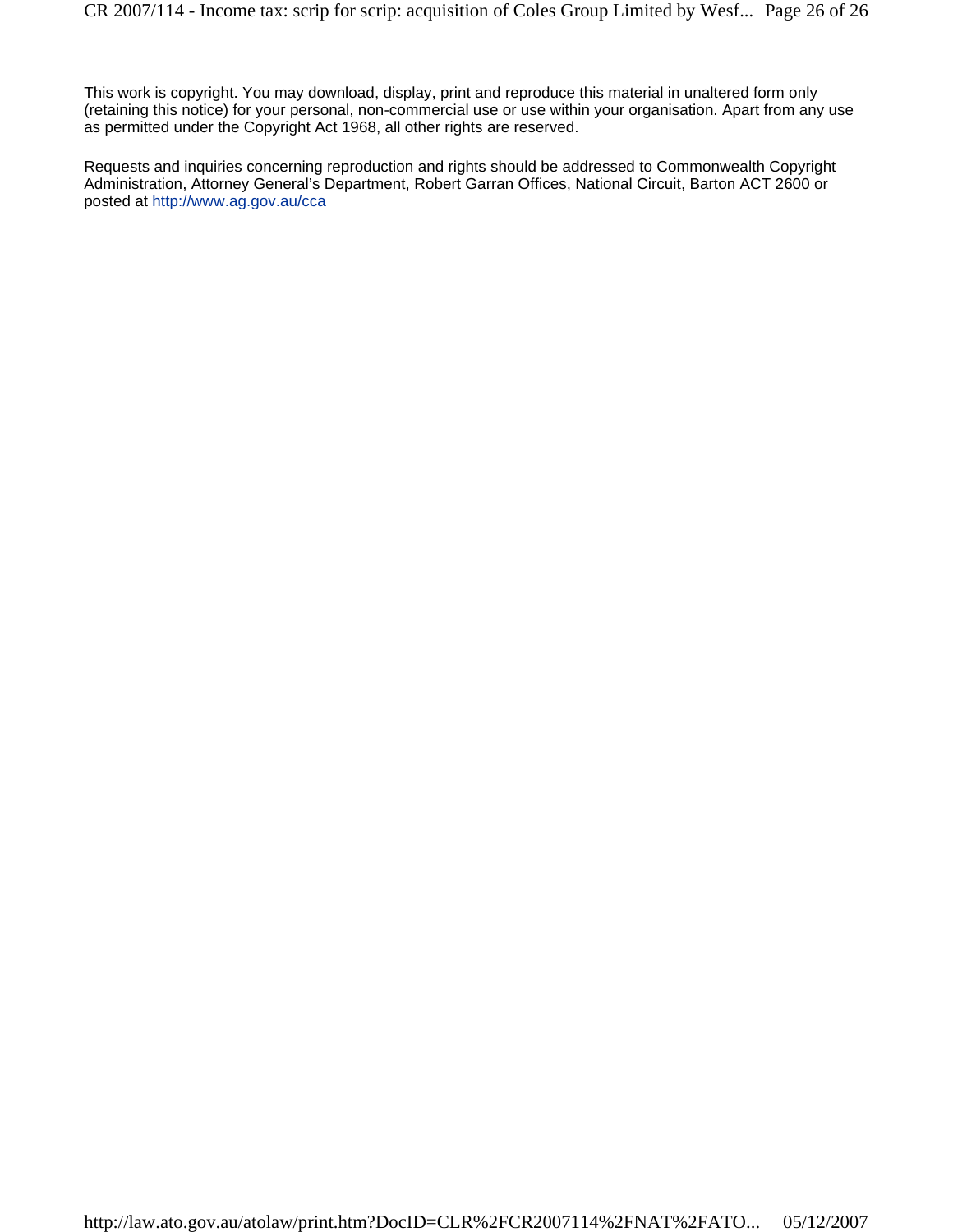This work is copyright. You may download, display, print and reproduce this material in unaltered form only (retaining this notice) for your personal, non-commercial use or use within your organisation. Apart from any use as permitted under the Copyright Act 1968, all other rights are reserved.

Requests and inquiries concerning reproduction and rights should be addressed to Commonwealth Copyright Administration, Attorney General's Department, Robert Garran Offices, National Circuit, Barton ACT 2600 or posted at http://www.ag.gov.au/cca